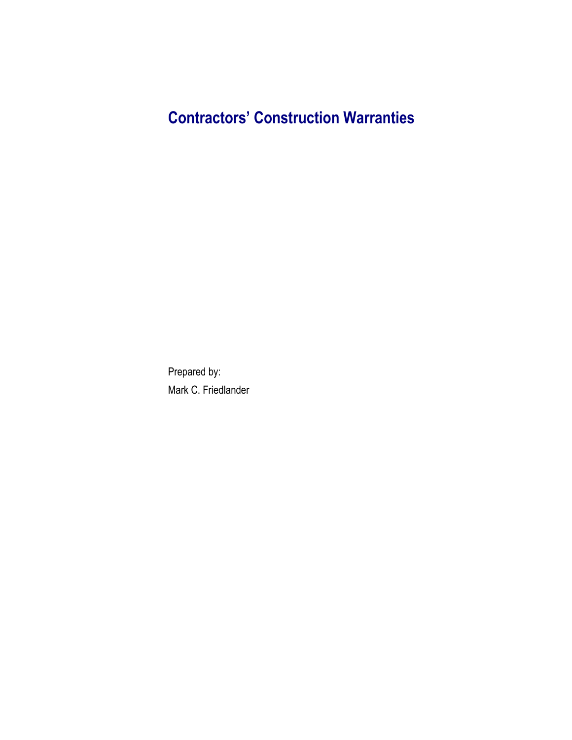# Contractors’ Construction Warranties

Prepared by:

Mark C. Friedlander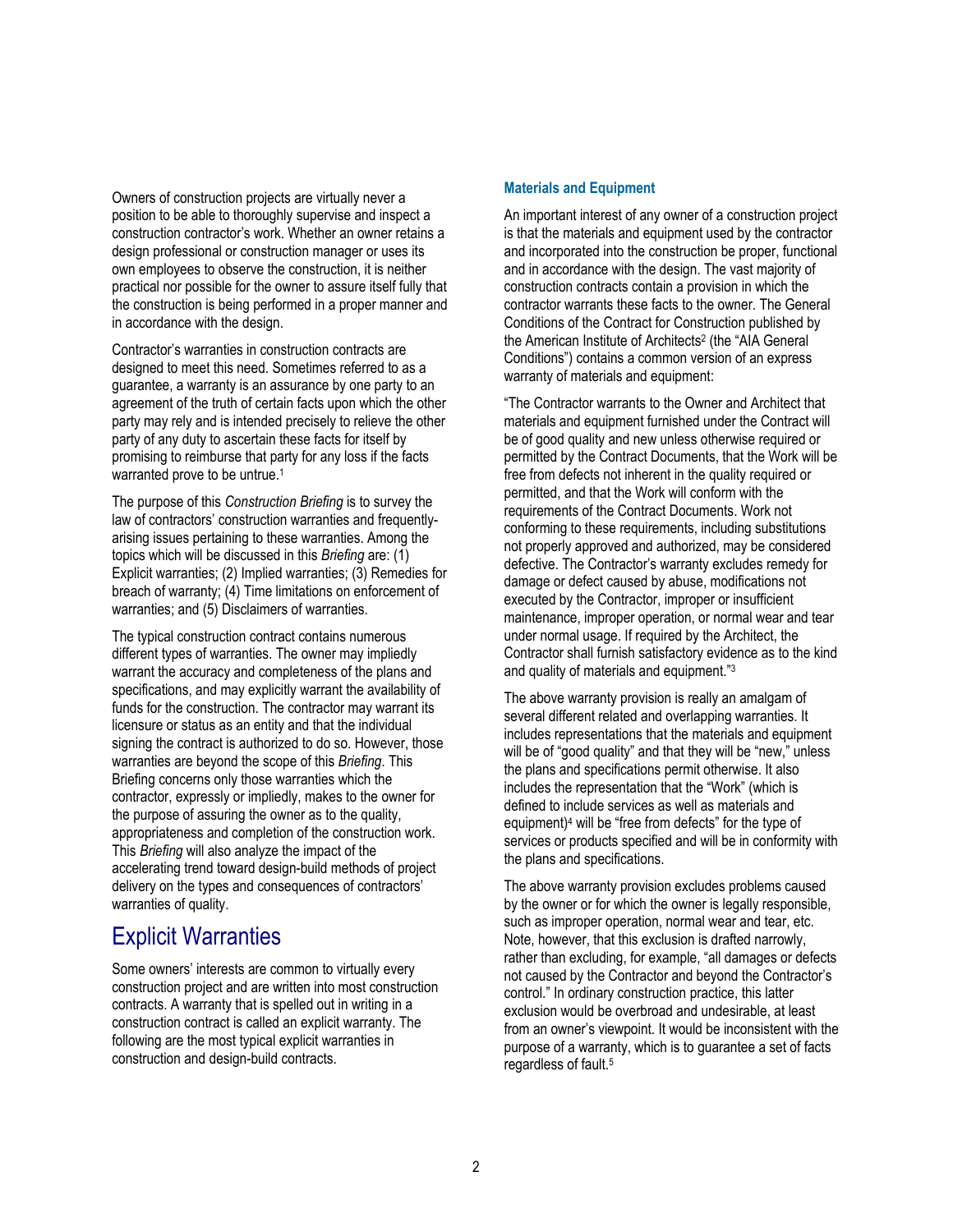Owners of construction projects are virtually never a position to be able to thoroughly supervise and inspect a construction contractor's work. Whether an owner retains a design professional or construction manager or uses its own employees to observe the construction, it is neither practical nor possible for the owner to assure itself fully that the construction is being performed in a proper manner and in accordance with the design.

Contractor's warranties in construction contracts are designed to meet this need. Sometimes referred to as a guarantee, a warranty is an assurance by one party to an agreement of the truth of certain facts upon which the other party may rely and is intended precisely to relieve the other party of any duty to ascertain these facts for itself by promising to reimburse that party for any loss if the facts warranted prove to be untrue.[1]

The purpose of this *Construction Briefing* is to survey the law of contractors' construction warranties and frequently-arising issues pertaining to these warranties. Among the topics which will be discussed in this *Briefing* are: (1) Explicit warranties; (2) Implied warranties; (3) Remedies for breach of warranty; (4) Time limitations on enforcement of warranties; and (5) Disclaimers of warranties.

The typical construction contract contains numerous different types of warranties. The owner may impliedly warrant the accuracy and completeness of the plans and specifications, and may explicitly warrant the availability of funds for the construction. The contractor may warrant its licensure or status as an entity and that the individual signing the contract is authorized to do so. However, those warranties are beyond the scope of this *Briefing*. This Briefing concerns only those warranties which the contractor, expressly or impliedly, makes to the owner for the purpose of assuring the owner as to the quality, appropriateness and completion of the construction work. This *Briefing* will also analyze the impact of the accelerating trend toward design-build methods of project delivery on the types and consequences of contractors' warranties of quality.

# Explicit Warranties

Some owners' interests are common to virtually every construction project and are written into most construction contracts. A warranty that is spelled out in writing in a construction contract is called an explicit warranty. The following are the most typical explicit warranties in construction and design-build contracts.

### Materials and Equipment

An important interest of any owner of a construction project is that the materials and equipment used by the contractor and incorporated into the construction be proper, functional and in accordance with the design. The vast majority of construction contracts contain a provision in which the contractor warrants these facts to the owner. The General Conditions of the Contract for Construction published by the American Institute of Architects[2] (the "AIA General Conditions") contains a common version of an express warranty of materials and equipment:

"The Contractor warrants to the Owner and Architect that materials and equipment furnished under the Contract will be of good quality and new unless otherwise required or permitted by the Contract Documents, that the Work will be free from defects not inherent in the quality required or permitted, and that the Work will conform with the requirements of the Contract Documents. Work not conforming to these requirements, including substitutions not properly approved and authorized, may be considered defective. The Contractor's warranty excludes remedy for damage or defect caused by abuse, modifications not executed by the Contractor, improper or insufficient maintenance, improper operation, or normal wear and tear under normal usage. If required by the Architect, the Contractor shall furnish satisfactory evidence as to the kind and quality of materials and equipment."[3]

The above warranty provision is really an amalgam of several different related and overlapping warranties. It includes representations that the materials and equipment will be of "good quality" and that they will be "new," unless the plans and specifications permit otherwise. It also includes the representation that the "Work" (which is defined to include services as well as materials and equipment)[4] will be "free from defects" for the type of services or products specified and will be in conformity with the plans and specifications.

The above warranty provision excludes problems caused by the owner or for which the owner is legally responsible, such as improper operation, normal wear and tear, etc. Note, however, that this exclusion is drafted narrowly, rather than excluding, for example, "all damages or defects not caused by the Contractor and beyond the Contractor's control." In ordinary construction practice, this latter exclusion would be overbroad and undesirable, at least from an owner's viewpoint. It would be inconsistent with the purpose of a warranty, which is to guarantee a set of facts regardless of fault.[5]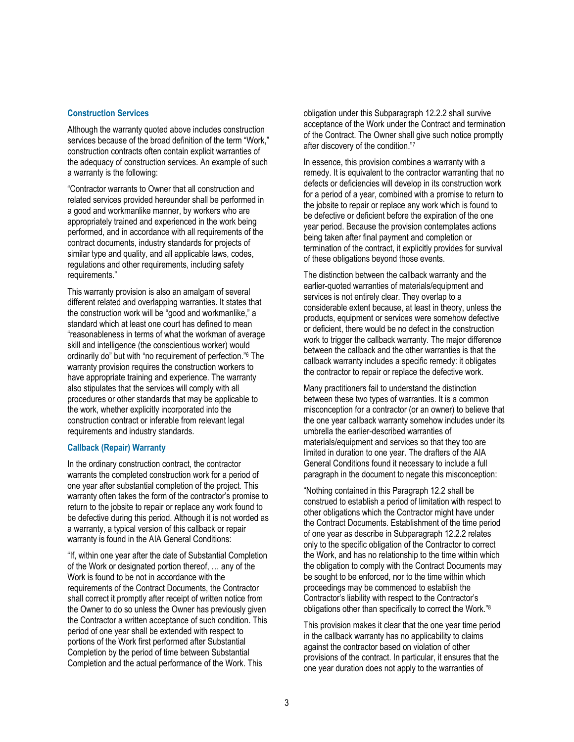### Construction Services

Although the warranty quoted above includes construction services because of the broad definition of the term "Work," construction contracts often contain explicit warranties of the adequacy of construction services. An example of such a warranty is the following:

"Contractor warrants to Owner that all construction and related services provided hereunder shall be performed in a good and workmanlike manner, by workers who are appropriately trained and experienced in the work being performed, and in accordance with all requirements of the contract documents, industry standards for projects of similar type and quality, and all applicable laws, codes, regulations and other requirements, including safety requirements."

This warranty provision is also an amalgam of several different related and overlapping warranties. It states that the construction work will be "good and workmanlike," a standard which at least one court has defined to mean "reasonableness in terms of what the workman of average skill and intelligence (the conscientious worker) would ordinarily do" but with "no requirement of perfection."[6] The warranty provision requires the construction workers to have appropriate training and experience. The warranty also stipulates that the services will comply with all procedures or other standards that may be applicable to the work, whether explicitly incorporated into the construction contract or inferable from relevant legal requirements and industry standards.

### Callback (Repair) Warranty

In the ordinary construction contract, the contractor warrants the completed construction work for a period of one year after substantial completion of the project. This warranty often takes the form of the contractor's promise to return to the jobsite to repair or replace any work found to be defective during this period. Although it is not worded as a warranty, a typical version of this callback or repair warranty is found in the AIA General Conditions:

"If, within one year after the date of Substantial Completion of the Work or designated portion thereof, … any of the Work is found to be not in accordance with the requirements of the Contract Documents, the Contractor shall correct it promptly after receipt of written notice from the Owner to do so unless the Owner has previously given the Contractor a written acceptance of such condition. This period of one year shall be extended with respect to portions of the Work first performed after Substantial Completion by the period of time between Substantial Completion and the actual performance of the Work. This obligation under this Subparagraph 12.2.2 shall survive acceptance of the Work under the Contract and termination of the Contract. The Owner shall give such notice promptly after discovery of the condition."[7]

In essence, this provision combines a warranty with a remedy. It is equivalent to the contractor warranting that no defects or deficiencies will develop in its construction work for a period of a year, combined with a promise to return to the jobsite to repair or replace any work which is found to be defective or deficient before the expiration of the one year period. Because the provision contemplates actions being taken after final payment and completion or termination of the contract, it explicitly provides for survival of these obligations beyond those events.

The distinction between the callback warranty and the earlier-quoted warranties of materials/equipment and services is not entirely clear. They overlap to a considerable extent because, at least in theory, unless the products, equipment or services were somehow defective or deficient, there would be no defect in the construction work to trigger the callback warranty. The major difference between the callback and the other warranties is that the callback warranty includes a specific remedy: it obligates the contractor to repair or replace the defective work.

Many practitioners fail to understand the distinction between these two types of warranties. It is a common misconception for a contractor (or an owner) to believe that the one year callback warranty somehow includes under its umbrella the earlier-described warranties of materials/equipment and services so that they too are limited in duration to one year. The drafters of the AIA General Conditions found it necessary to include a full paragraph in the document to negate this misconception:

"Nothing contained in this Paragraph 12.2 shall be construed to establish a period of limitation with respect to other obligations which the Contractor might have under the Contract Documents. Establishment of the time period of one year as describe in Subparagraph 12.2.2 relates only to the specific obligation of the Contractor to correct the Work, and has no relationship to the time within which the obligation to comply with the Contract Documents may be sought to be enforced, nor to the time within which proceedings may be commenced to establish the Contractor's liability with respect to the Contractor's obligations other than specifically to correct the Work."[8]

This provision makes it clear that the one year time period in the callback warranty has no applicability to claims against the contractor based on violation of other provisions of the contract. In particular, it ensures that the one year duration does not apply to the warranties of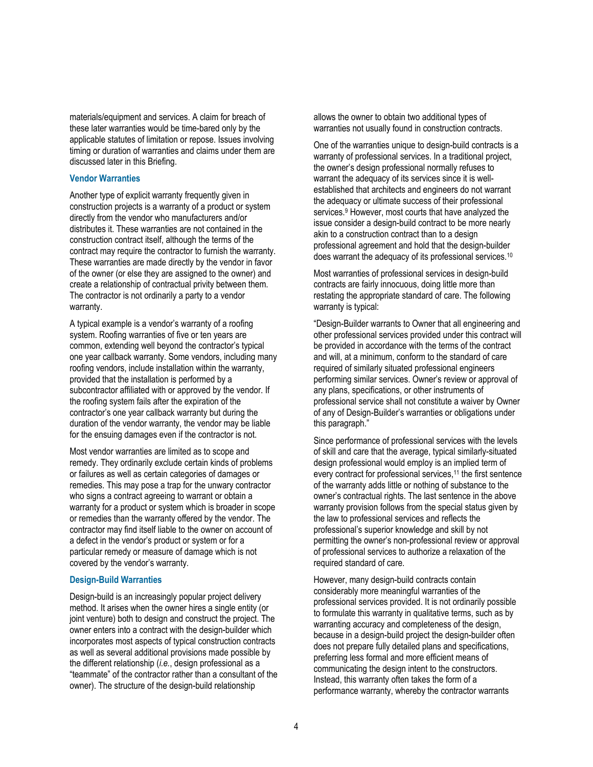materials/equipment and services. A claim for breach of these later warranties would be time-bared only by the applicable statutes of limitation or repose. Issues involving timing or duration of warranties and claims under them are discussed later in this Briefing.

### Vendor Warranties

Another type of explicit warranty frequently given in construction projects is a warranty of a product or system directly from the vendor who manufacturers and/or distributes it. These warranties are not contained in the construction contract itself, although the terms of the contract may require the contractor to furnish the warranty. These warranties are made directly by the vendor in favor of the owner (or else they are assigned to the owner) and create a relationship of contractual privity between them. The contractor is not ordinarily a party to a vendor warranty.

A typical example is a vendor's warranty of a roofing system. Roofing warranties of five or ten years are common, extending well beyond the contractor's typical one year callback warranty. Some vendors, including many roofing vendors, include installation within the warranty, provided that the installation is performed by a subcontractor affiliated with or approved by the vendor. If the roofing system fails after the expiration of the contractor's one year callback warranty but during the duration of the vendor warranty, the vendor may be liable for the ensuing damages even if the contractor is not.

Most vendor warranties are limited as to scope and remedy. They ordinarily exclude certain kinds of problems or failures as well as certain categories of damages or remedies. This may pose a trap for the unwary contractor who signs a contract agreeing to warrant or obtain a warranty for a product or system which is broader in scope or remedies than the warranty offered by the vendor. The contractor may find itself liable to the owner on account of a defect in the vendor's product or system or for a particular remedy or measure of damage which is not covered by the vendor's warranty.

### Design-Build Warranties

Design-build is an increasingly popular project delivery method. It arises when the owner hires a single entity (or joint venture) both to design and construct the project. The owner enters into a contract with the design-builder which incorporates most aspects of typical construction contracts as well as several additional provisions made possible by the different relationship (*i.e.*, design professional as a "teammate" of the contractor rather than a consultant of the owner). The structure of the design-build relationship allows the owner to obtain two additional types of warranties not usually found in construction contracts.

One of the warranties unique to design-build contracts is a warranty of professional services. In a traditional project, the owner's design professional normally refuses to warrant the adequacy of its services since it is well-established that architects and engineers do not warrant the adequacy or ultimate success of their professional services.[9] However, most courts that have analyzed the issue consider a design-build contract to be more nearly akin to a construction contract than to a design professional agreement and hold that the design-builder does warrant the adequacy of its professional services.[10]

Most warranties of professional services in design-build contracts are fairly innocuous, doing little more than restating the appropriate standard of care. The following warranty is typical:

"Design-Builder warrants to Owner that all engineering and other professional services provided under this contract will be provided in accordance with the terms of the contract and will, at a minimum, conform to the standard of care required of similarly situated professional engineers performing similar services. Owner's review or approval of any plans, specifications, or other instruments of professional service shall not constitute a waiver by Owner of any of Design-Builder's warranties or obligations under this paragraph."

Since performance of professional services with the levels of skill and care that the average, typical similarly-situated design professional would employ is an implied term of every contract for professional services,[11] the first sentence of the warranty adds little or nothing of substance to the owner's contractual rights. The last sentence in the above warranty provision follows from the special status given by the law to professional services and reflects the professional's superior knowledge and skill by not permitting the owner's non-professional review or approval of professional services to authorize a relaxation of the required standard of care.

However, many design-build contracts contain considerably more meaningful warranties of the professional services provided. It is not ordinarily possible to formulate this warranty in qualitative terms, such as by warranting accuracy and completeness of the design, because in a design-build project the design-builder often does not prepare fully detailed plans and specifications, preferring less formal and more efficient means of communicating the design intent to the constructors. Instead, this warranty often takes the form of a performance warranty, whereby the contractor warrants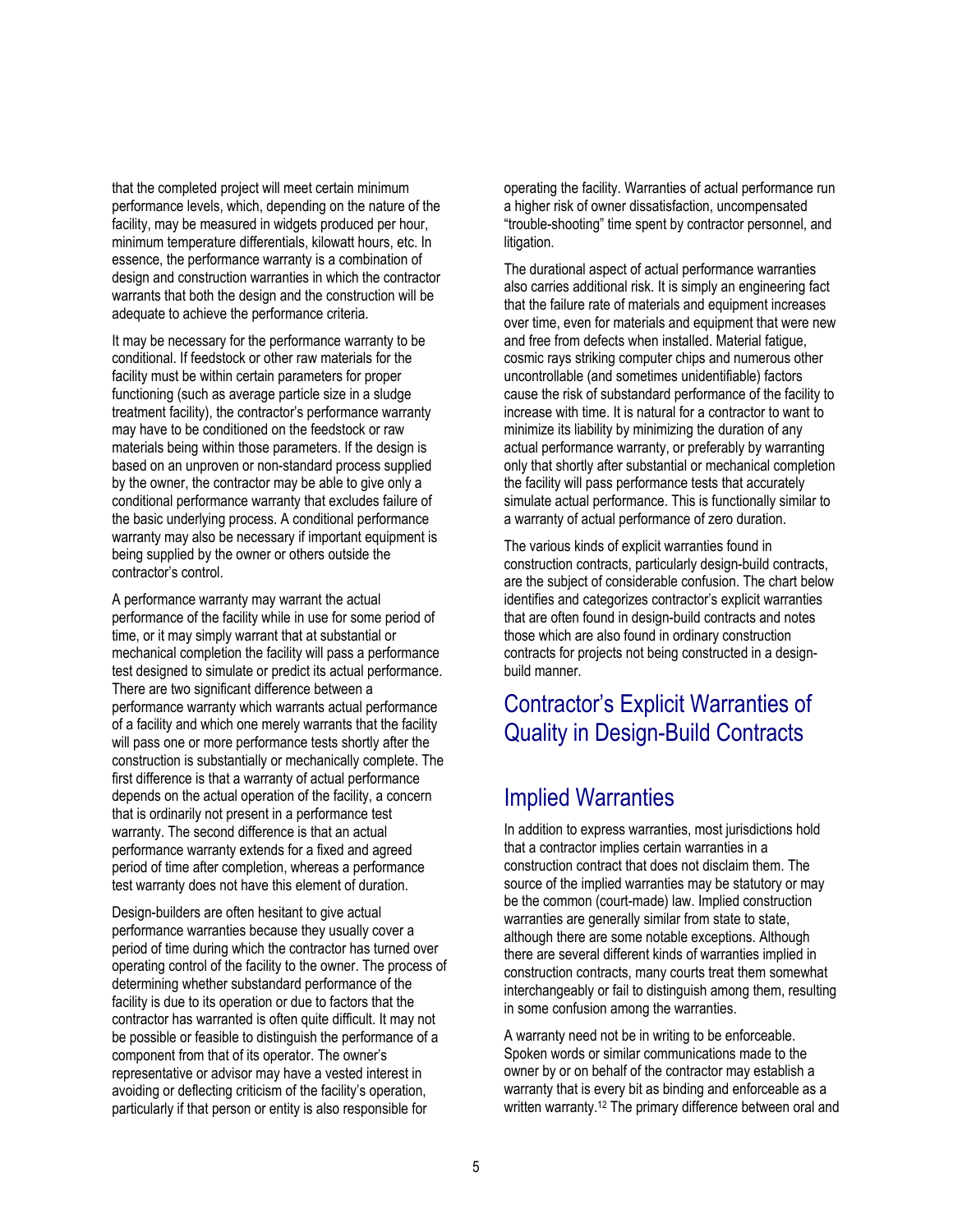that the completed project will meet certain minimum performance levels, which, depending on the nature of the facility, may be measured in widgets produced per hour, minimum temperature differentials, kilowatt hours, etc. In essence, the performance warranty is a combination of design and construction warranties in which the contractor warrants that both the design and the construction will be adequate to achieve the performance criteria.

It may be necessary for the performance warranty to be conditional. If feedstock or other raw materials for the facility must be within certain parameters for proper functioning (such as average particle size in a sludge treatment facility), the contractor's performance warranty may have to be conditioned on the feedstock or raw materials being within those parameters. If the design is based on an unproven or non-standard process supplied by the owner, the contractor may be able to give only a conditional performance warranty that excludes failure of the basic underlying process. A conditional performance warranty may also be necessary if important equipment is being supplied by the owner or others outside the contractor's control.

A performance warranty may warrant the actual performance of the facility while in use for some period of time, or it may simply warrant that at substantial or mechanical completion the facility will pass a performance test designed to simulate or predict its actual performance. There are two significant difference between a performance warranty which warrants actual performance of a facility and which one merely warrants that the facility will pass one or more performance tests shortly after the construction is substantially or mechanically complete. The first difference is that a warranty of actual performance depends on the actual operation of the facility, a concern that is ordinarily not present in a performance test warranty. The second difference is that an actual performance warranty extends for a fixed and agreed period of time after completion, whereas a performance test warranty does not have this element of duration.

Design-builders are often hesitant to give actual performance warranties because they usually cover a period of time during which the contractor has turned over operating control of the facility to the owner. The process of determining whether substandard performance of the facility is due to its operation or due to factors that the contractor has warranted is often quite difficult. It may not be possible or feasible to distinguish the performance of a component from that of its operator. The owner's representative or advisor may have a vested interest in avoiding or deflecting criticism of the facility's operation, particularly if that person or entity is also responsible for operating the facility. Warranties of actual performance run a higher risk of owner dissatisfaction, uncompensated "trouble-shooting" time spent by contractor personnel, and litigation.

The durational aspect of actual performance warranties also carries additional risk. It is simply an engineering fact that the failure rate of materials and equipment increases over time, even for materials and equipment that were new and free from defects when installed. Material fatigue, cosmic rays striking computer chips and numerous other uncontrollable (and sometimes unidentifiable) factors cause the risk of substandard performance of the facility to increase with time. It is natural for a contractor to want to minimize its liability by minimizing the duration of any actual performance warranty, or preferably by warranting only that shortly after substantial or mechanical completion the facility will pass performance tests that accurately simulate actual performance. This is functionally similar to a warranty of actual performance of zero duration.

The various kinds of explicit warranties found in construction contracts, particularly design-build contracts, are the subject of considerable confusion. The chart below identifies and categorizes contractor's explicit warranties that are often found in design-build contracts and notes those which are also found in ordinary construction contracts for projects not being constructed in a design-build manner.

## Contractor's Explicit Warranties of Quality in Design-Build Contracts

## Implied Warranties

In addition to express warranties, most jurisdictions hold that a contractor implies certain warranties in a construction contract that does not disclaim them. The source of the implied warranties may be statutory or may be the common (court-made) law. Implied construction warranties are generally similar from state to state, although there are some notable exceptions. Although there are several different kinds of warranties implied in construction contracts, many courts treat them somewhat interchangeably or fail to distinguish among them, resulting in some confusion among the warranties.

A warranty need not be in writing to be enforceable. Spoken words or similar communications made to the owner by or on behalf of the contractor may establish a warranty that is every bit as binding and enforceable as a written warranty.[12] The primary difference between oral and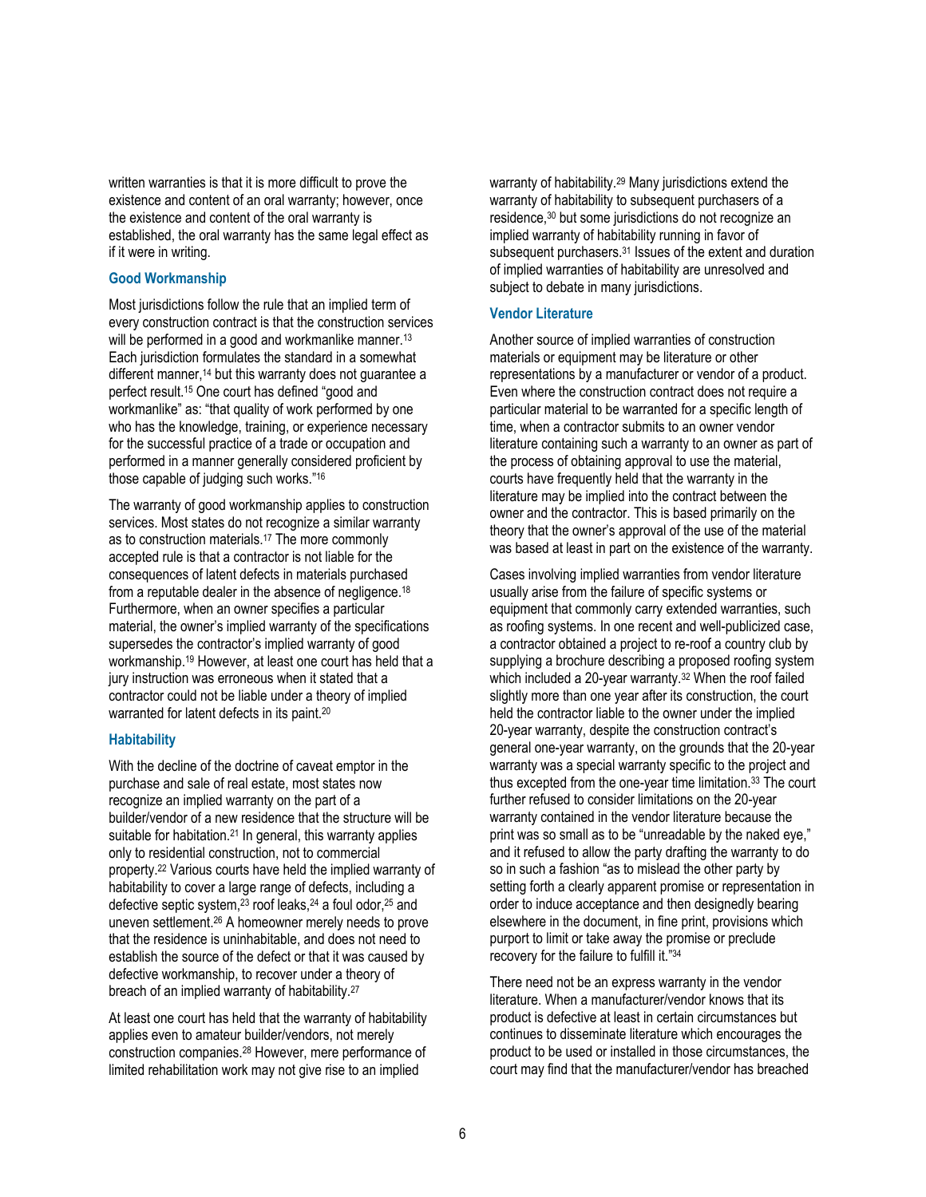written warranties is that it is more difficult to prove the existence and content of an oral warranty; however, once the existence and content of the oral warranty is established, the oral warranty has the same legal effect as if it were in writing.

### Good Workmanship

Most jurisdictions follow the rule that an implied term of every construction contract is that the construction services will be performed in a good and workmanlike manner.[13] Each jurisdiction formulates the standard in a somewhat different manner,[14] but this warranty does not guarantee a perfect result.[15] One court has defined "good and workmanlike" as: "that quality of work performed by one who has the knowledge, training, or experience necessary for the successful practice of a trade or occupation and performed in a manner generally considered proficient by those capable of judging such works."[16]

The warranty of good workmanship applies to construction services. Most states do not recognize a similar warranty as to construction materials.[17] The more commonly accepted rule is that a contractor is not liable for the consequences of latent defects in materials purchased from a reputable dealer in the absence of negligence.[18] Furthermore, when an owner specifies a particular material, the owner's implied warranty of the specifications supersedes the contractor's implied warranty of good workmanship.[19] However, at least one court has held that a jury instruction was erroneous when it stated that a contractor could not be liable under a theory of implied warranted for latent defects in its paint.[20]

### Habitability

With the decline of the doctrine of caveat emptor in the purchase and sale of real estate, most states now recognize an implied warranty on the part of a builder/vendor of a new residence that the structure will be suitable for habitation.[21] In general, this warranty applies only to residential construction, not to commercial property.[22] Various courts have held the implied warranty of habitability to cover a large range of defects, including a defective septic system,[23] roof leaks,[24] a foul odor,[25] and uneven settlement.[26] A homeowner merely needs to prove that the residence is uninhabitable, and does not need to establish the source of the defect or that it was caused by defective workmanship, to recover under a theory of breach of an implied warranty of habitability.[27]

At least one court has held that the warranty of habitability applies even to amateur builder/vendors, not merely construction companies.[28] However, mere performance of limited rehabilitation work may not give rise to an implied warranty of habitability.[29] Many jurisdictions extend the warranty of habitability to subsequent purchasers of a residence,[30] but some jurisdictions do not recognize an implied warranty of habitability running in favor of subsequent purchasers.[31] Issues of the extent and duration of implied warranties of habitability are unresolved and subject to debate in many jurisdictions.

### Vendor Literature

Another source of implied warranties of construction materials or equipment may be literature or other representations by a manufacturer or vendor of a product. Even where the construction contract does not require a particular material to be warranted for a specific length of time, when a contractor submits to an owner vendor literature containing such a warranty to an owner as part of the process of obtaining approval to use the material, courts have frequently held that the warranty in the literature may be implied into the contract between the owner and the contractor. This is based primarily on the theory that the owner's approval of the use of the material was based at least in part on the existence of the warranty.

Cases involving implied warranties from vendor literature usually arise from the failure of specific systems or equipment that commonly carry extended warranties, such as roofing systems. In one recent and well-publicized case, a contractor obtained a project to re-roof a country club by supplying a brochure describing a proposed roofing system which included a 20-year warranty.[32] When the roof failed slightly more than one year after its construction, the court held the contractor liable to the owner under the implied 20-year warranty, despite the construction contract's general one-year warranty, on the grounds that the 20-year warranty was a special warranty specific to the project and thus excepted from the one-year time limitation.[33] The court further refused to consider limitations on the 20-year warranty contained in the vendor literature because the print was so small as to be "unreadable by the naked eye," and it refused to allow the party drafting the warranty to do so in such a fashion "as to mislead the other party by setting forth a clearly apparent promise or representation in order to induce acceptance and then designedly bearing elsewhere in the document, in fine print, provisions which purport to limit or take away the promise or preclude recovery for the failure to fulfill it."[34]

There need not be an express warranty in the vendor literature. When a manufacturer/vendor knows that its product is defective at least in certain circumstances but continues to disseminate literature which encourages the product to be used or installed in those circumstances, the court may find that the manufacturer/vendor has breached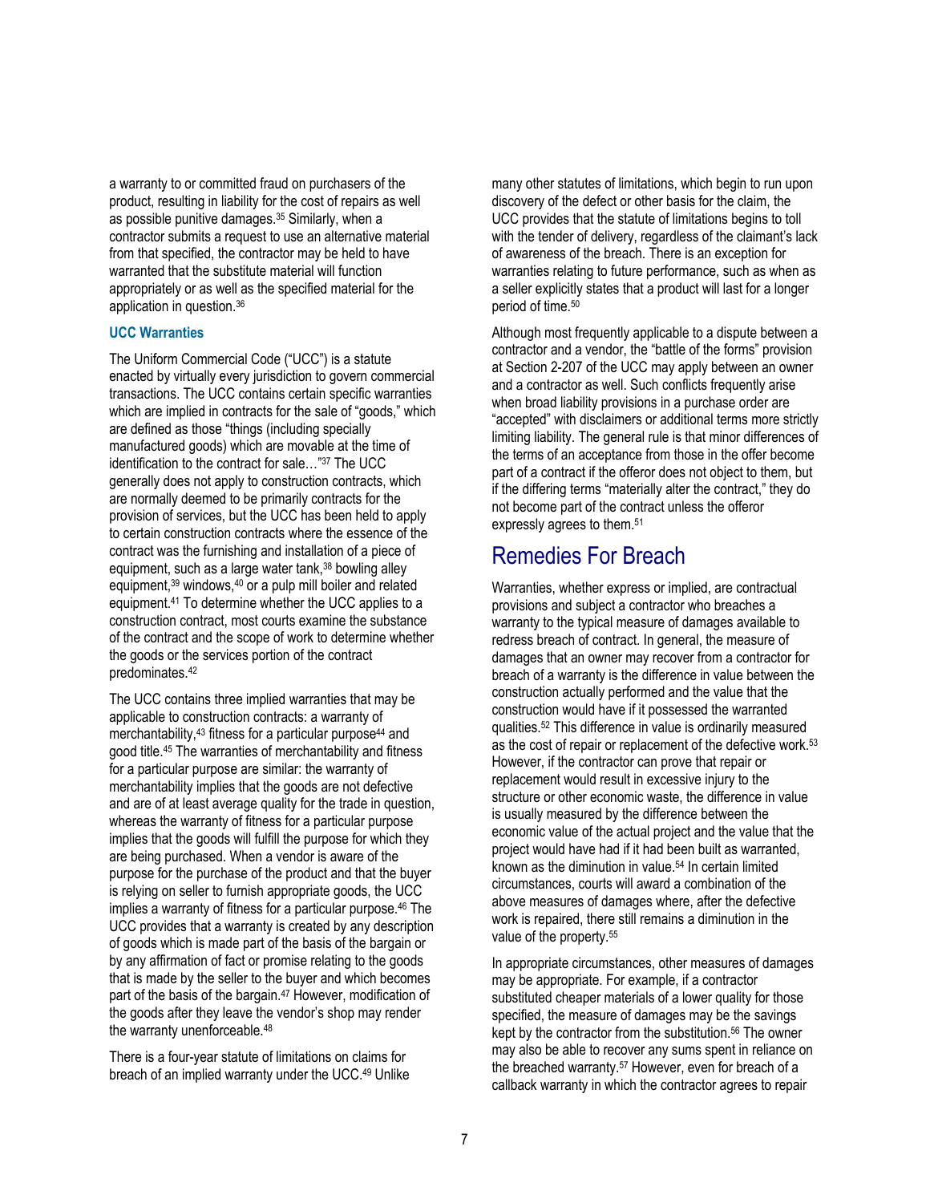a warranty to or committed fraud on purchasers of the product, resulting in liability for the cost of repairs as well as possible punitive damages.[35] Similarly, when a contractor submits a request to use an alternative material from that specified, the contractor may be held to have warranted that the substitute material will function appropriately or as well as the specified material for the application in question.[36]

### UCC Warranties

The Uniform Commercial Code ("UCC") is a statute enacted by virtually every jurisdiction to govern commercial transactions. The UCC contains certain specific warranties which are implied in contracts for the sale of "goods," which are defined as those "things (including specially manufactured goods) which are movable at the time of identification to the contract for sale…"[37] The UCC generally does not apply to construction contracts, which are normally deemed to be primarily contracts for the provision of services, but the UCC has been held to apply to certain construction contracts where the essence of the contract was the furnishing and installation of a piece of equipment, such as a large water tank,[38] bowling alley equipment,[39] windows,[40] or a pulp mill boiler and related equipment.[41] To determine whether the UCC applies to a construction contract, most courts examine the substance of the contract and the scope of work to determine whether the goods or the services portion of the contract predominates.[42]

The UCC contains three implied warranties that may be applicable to construction contracts: a warranty of merchantability,[43] fitness for a particular purpose[44] and good title.[45] The warranties of merchantability and fitness for a particular purpose are similar: the warranty of merchantability implies that the goods are not defective and are of at least average quality for the trade in question, whereas the warranty of fitness for a particular purpose implies that the goods will fulfill the purpose for which they are being purchased. When a vendor is aware of the purpose for the purchase of the product and that the buyer is relying on seller to furnish appropriate goods, the UCC implies a warranty of fitness for a particular purpose.[46] The UCC provides that a warranty is created by any description of goods which is made part of the basis of the bargain or by any affirmation of fact or promise relating to the goods that is made by the seller to the buyer and which becomes part of the basis of the bargain.[47] However, modification of the goods after they leave the vendor's shop may render the warranty unenforceable.[48]

There is a four-year statute of limitations on claims for breach of an implied warranty under the UCC.[49] Unlike many other statutes of limitations, which begin to run upon discovery of the defect or other basis for the claim, the UCC provides that the statute of limitations begins to toll with the tender of delivery, regardless of the claimant's lack of awareness of the breach. There is an exception for warranties relating to future performance, such as when as a seller explicitly states that a product will last for a longer period of time.[50]

Although most frequently applicable to a dispute between a contractor and a vendor, the "battle of the forms" provision at Section 2-207 of the UCC may apply between an owner and a contractor as well. Such conflicts frequently arise when broad liability provisions in a purchase order are "accepted" with disclaimers or additional terms more strictly limiting liability. The general rule is that minor differences of the terms of an acceptance from those in the offer become part of a contract if the offeror does not object to them, but if the differing terms "materially alter the contract," they do not become part of the contract unless the offeror expressly agrees to them.[51]

## Remedies For Breach

Warranties, whether express or implied, are contractual provisions and subject a contractor who breaches a warranty to the typical measure of damages available to redress breach of contract. In general, the measure of damages that an owner may recover from a contractor for breach of a warranty is the difference in value between the construction actually performed and the value that the construction would have if it possessed the warranted qualities.[52] This difference in value is ordinarily measured as the cost of repair or replacement of the defective work.[53] However, if the contractor can prove that repair or replacement would result in excessive injury to the structure or other economic waste, the difference in value is usually measured by the difference between the economic value of the actual project and the value that the project would have had if it had been built as warranted, known as the diminution in value.[54] In certain limited circumstances, courts will award a combination of the above measures of damages where, after the defective work is repaired, there still remains a diminution in the value of the property.[55]

In appropriate circumstances, other measures of damages may be appropriate. For example, if a contractor substituted cheaper materials of a lower quality for those specified, the measure of damages may be the savings kept by the contractor from the substitution.[56] The owner may also be able to recover any sums spent in reliance on the breached warranty.[57] However, even for breach of a callback warranty in which the contractor agrees to repair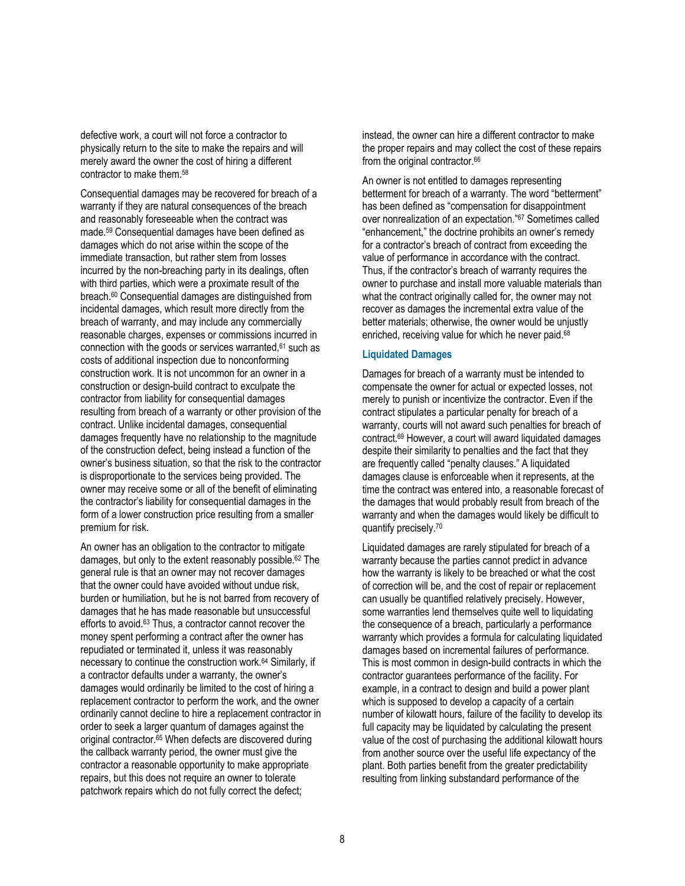defective work, a court will not force a contractor to physically return to the site to make the repairs and will merely award the owner the cost of hiring a different contractor to make them.[58]

Consequential damages may be recovered for breach of a warranty if they are natural consequences of the breach and reasonably foreseeable when the contract was made.[59] Consequential damages have been defined as damages which do not arise within the scope of the immediate transaction, but rather stem from losses incurred by the non-breaching party in its dealings, often with third parties, which were a proximate result of the breach.[60] Consequential damages are distinguished from incidental damages, which result more directly from the breach of warranty, and may include any commercially reasonable charges, expenses or commissions incurred in connection with the goods or services warranted,[61] such as costs of additional inspection due to nonconforming construction work. It is not uncommon for an owner in a construction or design-build contract to exculpate the contractor from liability for consequential damages resulting from breach of a warranty or other provision of the contract. Unlike incidental damages, consequential damages frequently have no relationship to the magnitude of the construction defect, being instead a function of the owner's business situation, so that the risk to the contractor is disproportionate to the services being provided. The owner may receive some or all of the benefit of eliminating the contractor's liability for consequential damages in the form of a lower construction price resulting from a smaller premium for risk.

An owner has an obligation to the contractor to mitigate damages, but only to the extent reasonably possible.[62] The general rule is that an owner may not recover damages that the owner could have avoided without undue risk, burden or humiliation, but he is not barred from recovery of damages that he has made reasonable but unsuccessful efforts to avoid.[63] Thus, a contractor cannot recover the money spent performing a contract after the owner has repudiated or terminated it, unless it was reasonably necessary to continue the construction work.[64] Similarly, if a contractor defaults under a warranty, the owner's damages would ordinarily be limited to the cost of hiring a replacement contractor to perform the work, and the owner ordinarily cannot decline to hire a replacement contractor in order to seek a larger quantum of damages against the original contractor.[65] When defects are discovered during the callback warranty period, the owner must give the contractor a reasonable opportunity to make appropriate repairs, but this does not require an owner to tolerate patchwork repairs which do not fully correct the defect; instead, the owner can hire a different contractor to make the proper repairs and may collect the cost of these repairs from the original contractor.[66]

An owner is not entitled to damages representing betterment for breach of a warranty. The word "betterment" has been defined as "compensation for disappointment over nonrealization of an expectation."[67] Sometimes called "enhancement," the doctrine prohibits an owner's remedy for a contractor's breach of contract from exceeding the value of performance in accordance with the contract. Thus, if the contractor's breach of warranty requires the owner to purchase and install more valuable materials than what the contract originally called for, the owner may not recover as damages the incremental extra value of the better materials; otherwise, the owner would be unjustly enriched, receiving value for which he never paid.[68]

### Liquidated Damages

Damages for breach of a warranty must be intended to compensate the owner for actual or expected losses, not merely to punish or incentivize the contractor. Even if the contract stipulates a particular penalty for breach of a warranty, courts will not award such penalties for breach of contract.[69] However, a court will award liquidated damages despite their similarity to penalties and the fact that they are frequently called "penalty clauses." A liquidated damages clause is enforceable when it represents, at the time the contract was entered into, a reasonable forecast of the damages that would probably result from breach of the warranty and when the damages would likely be difficult to quantify precisely.[70]

Liquidated damages are rarely stipulated for breach of a warranty because the parties cannot predict in advance how the warranty is likely to be breached or what the cost of correction will be, and the cost of repair or replacement can usually be quantified relatively precisely. However, some warranties lend themselves quite well to liquidating the consequence of a breach, particularly a performance warranty which provides a formula for calculating liquidated damages based on incremental failures of performance. This is most common in design-build contracts in which the contractor guarantees performance of the facility. For example, in a contract to design and build a power plant which is supposed to develop a capacity of a certain number of kilowatt hours, failure of the facility to develop its full capacity may be liquidated by calculating the present value of the cost of purchasing the additional kilowatt hours from another source over the useful life expectancy of the plant. Both parties benefit from the greater predictability resulting from linking substandard performance of the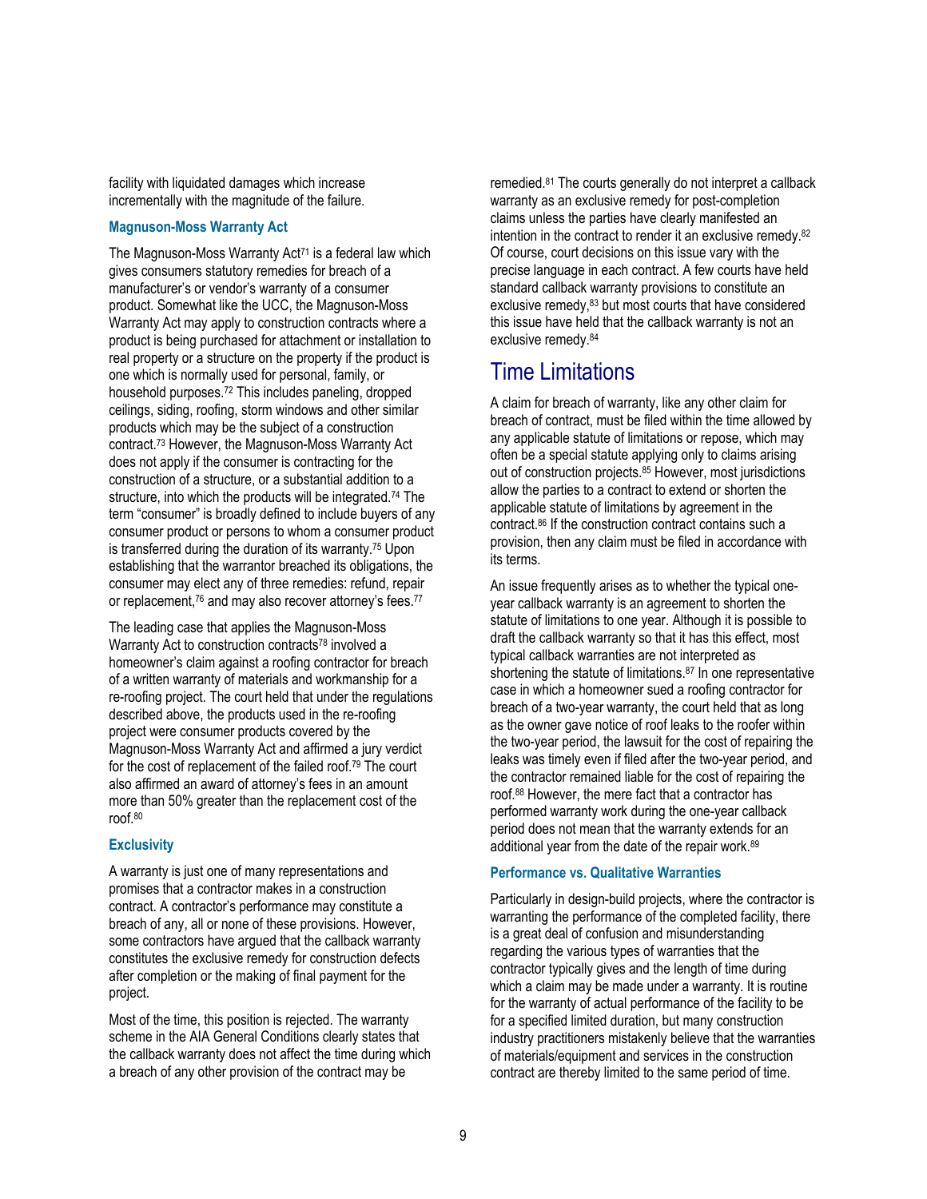facility with liquidated damages which increase incrementally with the magnitude of the failure.

### Magnuson-Moss Warranty Act

The Magnuson-Moss Warranty Act[71] is a federal law which gives consumers statutory remedies for breach of a manufacturer's or vendor's warranty of a consumer product. Somewhat like the UCC, the Magnuson-Moss Warranty Act may apply to construction contracts where a product is being purchased for attachment or installation to real property or a structure on the property if the product is one which is normally used for personal, family, or household purposes.[72] This includes paneling, dropped ceilings, siding, roofing, storm windows and other similar products which may be the subject of a construction contract.[73] However, the Magnuson-Moss Warranty Act does not apply if the consumer is contracting for the construction of a structure, or a substantial addition to a structure, into which the products will be integrated.[74] The term "consumer" is broadly defined to include buyers of any consumer product or persons to whom a consumer product is transferred during the duration of its warranty.[75] Upon establishing that the warrantor breached its obligations, the consumer may elect any of three remedies: refund, repair or replacement,[76] and may also recover attorney's fees.[77]

The leading case that applies the Magnuson-Moss Warranty Act to construction contracts[78] involved a homeowner's claim against a roofing contractor for breach of a written warranty of materials and workmanship for a re-roofing project. The court held that under the regulations described above, the products used in the re-roofing project were consumer products covered by the Magnuson-Moss Warranty Act and affirmed a jury verdict for the cost of replacement of the failed roof.[79] The court also affirmed an award of attorney's fees in an amount more than 50% greater than the replacement cost of the roof.[80]

### Exclusivity

A warranty is just one of many representations and promises that a contractor makes in a construction contract. A contractor's performance may constitute a breach of any, all or none of these provisions. However, some contractors have argued that the callback warranty constitutes the exclusive remedy for construction defects after completion or the making of final payment for the project.

Most of the time, this position is rejected. The warranty scheme in the AIA General Conditions clearly states that the callback warranty does not affect the time during which a breach of any other provision of the contract may be remedied.[81] The courts generally do not interpret a callback warranty as an exclusive remedy for post-completion claims unless the parties have clearly manifested an intention in the contract to render it an exclusive remedy.[82] Of course, court decisions on this issue vary with the precise language in each contract. A few courts have held standard callback warranty provisions to constitute an exclusive remedy,[83] but most courts that have considered this issue have held that the callback warranty is not an exclusive remedy.[84]

## Time Limitations

A claim for breach of warranty, like any other claim for breach of contract, must be filed within the time allowed by any applicable statute of limitations or repose, which may often be a special statute applying only to claims arising out of construction projects.[85] However, most jurisdictions allow the parties to a contract to extend or shorten the applicable statute of limitations by agreement in the contract.[86] If the construction contract contains such a provision, then any claim must be filed in accordance with its terms.

An issue frequently arises as to whether the typical one-year callback warranty is an agreement to shorten the statute of limitations to one year. Although it is possible to draft the callback warranty so that it has this effect, most typical callback warranties are not interpreted as shortening the statute of limitations.[87] In one representative case in which a homeowner sued a roofing contractor for breach of a two-year warranty, the court held that as long as the owner gave notice of roof leaks to the roofer within the two-year period, the lawsuit for the cost of repairing the leaks was timely even if filed after the two-year period, and the contractor remained liable for the cost of repairing the roof.[88] However, the mere fact that a contractor has performed warranty work during the one-year callback period does not mean that the warranty extends for an additional year from the date of the repair work.[89]

### Performance vs. Qualitative Warranties

Particularly in design-build projects, where the contractor is warranting the performance of the completed facility, there is a great deal of confusion and misunderstanding regarding the various types of warranties that the contractor typically gives and the length of time during which a claim may be made under a warranty. It is routine for the warranty of actual performance of the facility to be for a specified limited duration, but many construction industry practitioners mistakenly believe that the warranties of materials/equipment and services in the construction contract are thereby limited to the same period of time.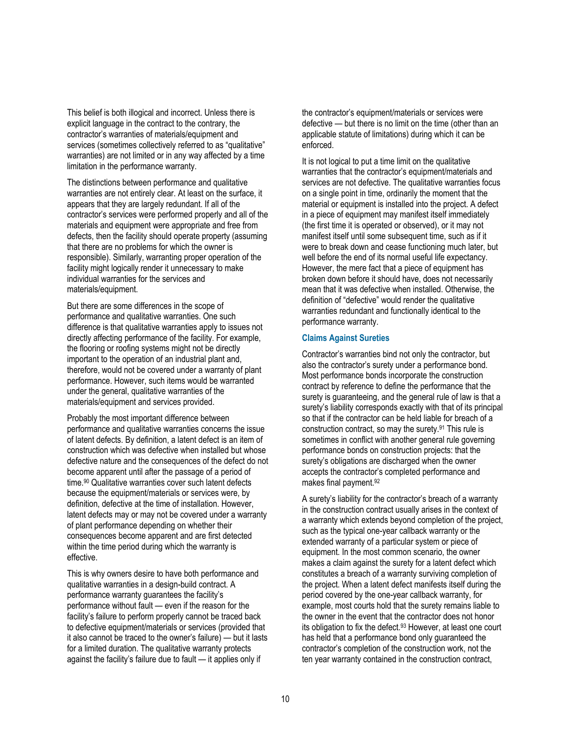This belief is both illogical and incorrect. Unless there is explicit language in the contract to the contrary, the contractor's warranties of materials/equipment and services (sometimes collectively referred to as "qualitative" warranties) are not limited or in any way affected by a time limitation in the performance warranty.

The distinctions between performance and qualitative warranties are not entirely clear. At least on the surface, it appears that they are largely redundant. If all of the contractor's services were performed properly and all of the materials and equipment were appropriate and free from defects, then the facility should operate property (assuming that there are no problems for which the owner is responsible). Similarly, warranting proper operation of the facility might logically render it unnecessary to make individual warranties for the services and materials/equipment.

But there are some differences in the scope of performance and qualitative warranties. One such difference is that qualitative warranties apply to issues not directly affecting performance of the facility. For example, the flooring or roofing systems might not be directly important to the operation of an industrial plant and, therefore, would not be covered under a warranty of plant performance. However, such items would be warranted under the general, qualitative warranties of the materials/equipment and services provided.

Probably the most important difference between performance and qualitative warranties concerns the issue of latent defects. By definition, a latent defect is an item of construction which was defective when installed but whose defective nature and the consequences of the defect do not become apparent until after the passage of a period of time.[90] Qualitative warranties cover such latent defects because the equipment/materials or services were, by definition, defective at the time of installation. However, latent defects may or may not be covered under a warranty of plant performance depending on whether their consequences become apparent and are first detected within the time period during which the warranty is effective.

This is why owners desire to have both performance and qualitative warranties in a design-build contract. A performance warranty guarantees the facility's performance without fault — even if the reason for the facility's failure to perform properly cannot be traced back to defective equipment/materials or services (provided that it also cannot be traced to the owner's failure) — but it lasts for a limited duration. The qualitative warranty protects against the facility's failure due to fault — it applies only if the contractor's equipment/materials or services were defective — but there is no limit on the time (other than an applicable statute of limitations) during which it can be enforced.

It is not logical to put a time limit on the qualitative warranties that the contractor's equipment/materials and services are not defective. The qualitative warranties focus on a single point in time, ordinarily the moment that the material or equipment is installed into the project. A defect in a piece of equipment may manifest itself immediately (the first time it is operated or observed), or it may not manifest itself until some subsequent time, such as if it were to break down and cease functioning much later, but well before the end of its normal useful life expectancy. However, the mere fact that a piece of equipment has broken down before it should have, does not necessarily mean that it was defective when installed. Otherwise, the definition of "defective" would render the qualitative warranties redundant and functionally identical to the performance warranty.

### Claims Against Sureties

Contractor's warranties bind not only the contractor, but also the contractor's surety under a performance bond. Most performance bonds incorporate the construction contract by reference to define the performance that the surety is guaranteeing, and the general rule of law is that a surety's liability corresponds exactly with that of its principal so that if the contractor can be held liable for breach of a construction contract, so may the surety.[91] This rule is sometimes in conflict with another general rule governing performance bonds on construction projects: that the surety's obligations are discharged when the owner accepts the contractor's completed performance and makes final payment.[92]

A surety's liability for the contractor's breach of a warranty in the construction contract usually arises in the context of a warranty which extends beyond completion of the project, such as the typical one-year callback warranty or the extended warranty of a particular system or piece of equipment. In the most common scenario, the owner makes a claim against the surety for a latent defect which constitutes a breach of a warranty surviving completion of the project. When a latent defect manifests itself during the period covered by the one-year callback warranty, for example, most courts hold that the surety remains liable to the owner in the event that the contractor does not honor its obligation to fix the defect.[93] However, at least one court has held that a performance bond only guaranteed the contractor's completion of the construction work, not the ten year warranty contained in the construction contract,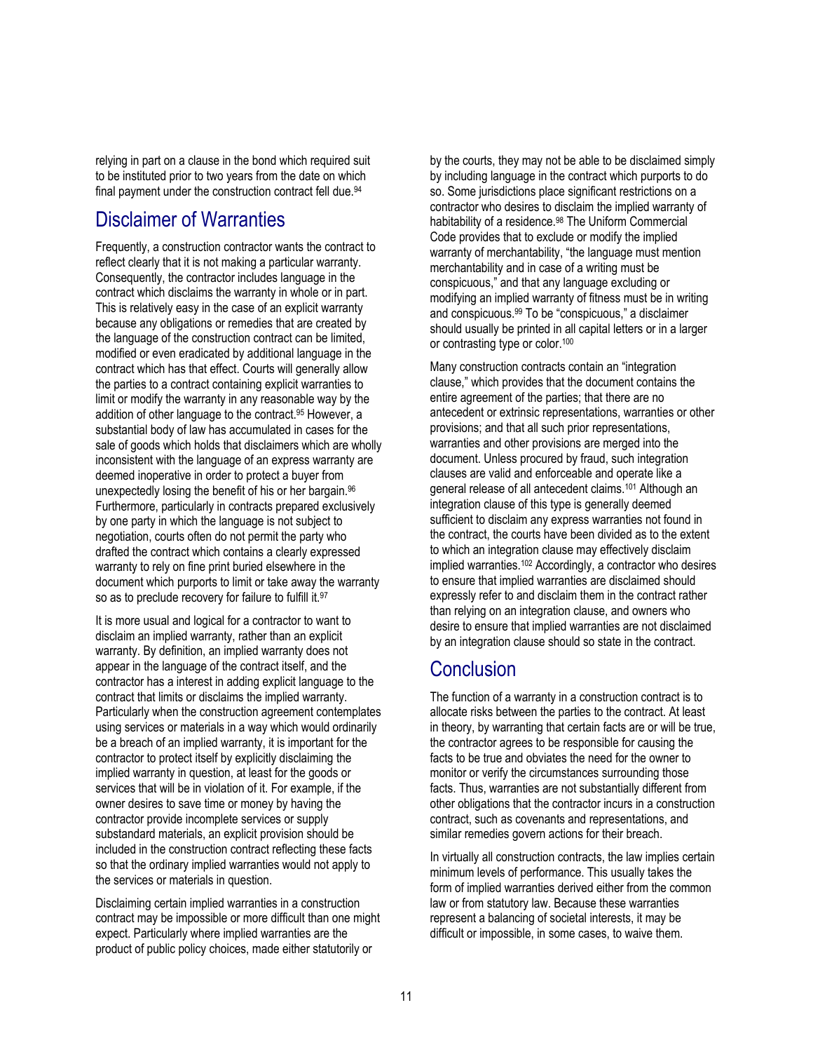relying in part on a clause in the bond which required suit to be instituted prior to two years from the date on which final payment under the construction contract fell due.[94]

## Disclaimer of Warranties

Frequently, a construction contractor wants the contract to reflect clearly that it is not making a particular warranty. Consequently, the contractor includes language in the contract which disclaims the warranty in whole or in part. This is relatively easy in the case of an explicit warranty because any obligations or remedies that are created by the language of the construction contract can be limited, modified or even eradicated by additional language in the contract which has that effect. Courts will generally allow the parties to a contract containing explicit warranties to limit or modify the warranty in any reasonable way by the addition of other language to the contract.[95] However, a substantial body of law has accumulated in cases for the sale of goods which holds that disclaimers which are wholly inconsistent with the language of an express warranty are deemed inoperative in order to protect a buyer from unexpectedly losing the benefit of his or her bargain.[96] Furthermore, particularly in contracts prepared exclusively by one party in which the language is not subject to negotiation, courts often do not permit the party who drafted the contract which contains a clearly expressed warranty to rely on fine print buried elsewhere in the document which purports to limit or take away the warranty so as to preclude recovery for failure to fulfill it.[97]

It is more usual and logical for a contractor to want to disclaim an implied warranty, rather than an explicit warranty. By definition, an implied warranty does not appear in the language of the contract itself, and the contractor has a interest in adding explicit language to the contract that limits or disclaims the implied warranty. Particularly when the construction agreement contemplates using services or materials in a way which would ordinarily be a breach of an implied warranty, it is important for the contractor to protect itself by explicitly disclaiming the implied warranty in question, at least for the goods or services that will be in violation of it. For example, if the owner desires to save time or money by having the contractor provide incomplete services or supply substandard materials, an explicit provision should be included in the construction contract reflecting these facts so that the ordinary implied warranties would not apply to the services or materials in question.

Disclaiming certain implied warranties in a construction contract may be impossible or more difficult than one might expect. Particularly where implied warranties are the product of public policy choices, made either statutorily or by the courts, they may not be able to be disclaimed simply by including language in the contract which purports to do so. Some jurisdictions place significant restrictions on a contractor who desires to disclaim the implied warranty of habitability of a residence.[98] The Uniform Commercial Code provides that to exclude or modify the implied warranty of merchantability, "the language must mention merchantability and in case of a writing must be conspicuous," and that any language excluding or modifying an implied warranty of fitness must be in writing and conspicuous.[99] To be "conspicuous," a disclaimer should usually be printed in all capital letters or in a larger or contrasting type or color.[100]

Many construction contracts contain an "integration clause," which provides that the document contains the entire agreement of the parties; that there are no antecedent or extrinsic representations, warranties or other provisions; and that all such prior representations, warranties and other provisions are merged into the document. Unless procured by fraud, such integration clauses are valid and enforceable and operate like a general release of all antecedent claims.[101] Although an integration clause of this type is generally deemed sufficient to disclaim any express warranties not found in the contract, the courts have been divided as to the extent to which an integration clause may effectively disclaim implied warranties.[102] Accordingly, a contractor who desires to ensure that implied warranties are disclaimed should expressly refer to and disclaim them in the contract rather than relying on an integration clause, and owners who desire to ensure that implied warranties are not disclaimed by an integration clause should so state in the contract.

## Conclusion

The function of a warranty in a construction contract is to allocate risks between the parties to the contract. At least in theory, by warranting that certain facts are or will be true, the contractor agrees to be responsible for causing the facts to be true and obviates the need for the owner to monitor or verify the circumstances surrounding those facts. Thus, warranties are not substantially different from other obligations that the contractor incurs in a construction contract, such as covenants and representations, and similar remedies govern actions for their breach.

In virtually all construction contracts, the law implies certain minimum levels of performance. This usually takes the form of implied warranties derived either from the common law or from statutory law. Because these warranties represent a balancing of societal interests, it may be difficult or impossible, in some cases, to waive them.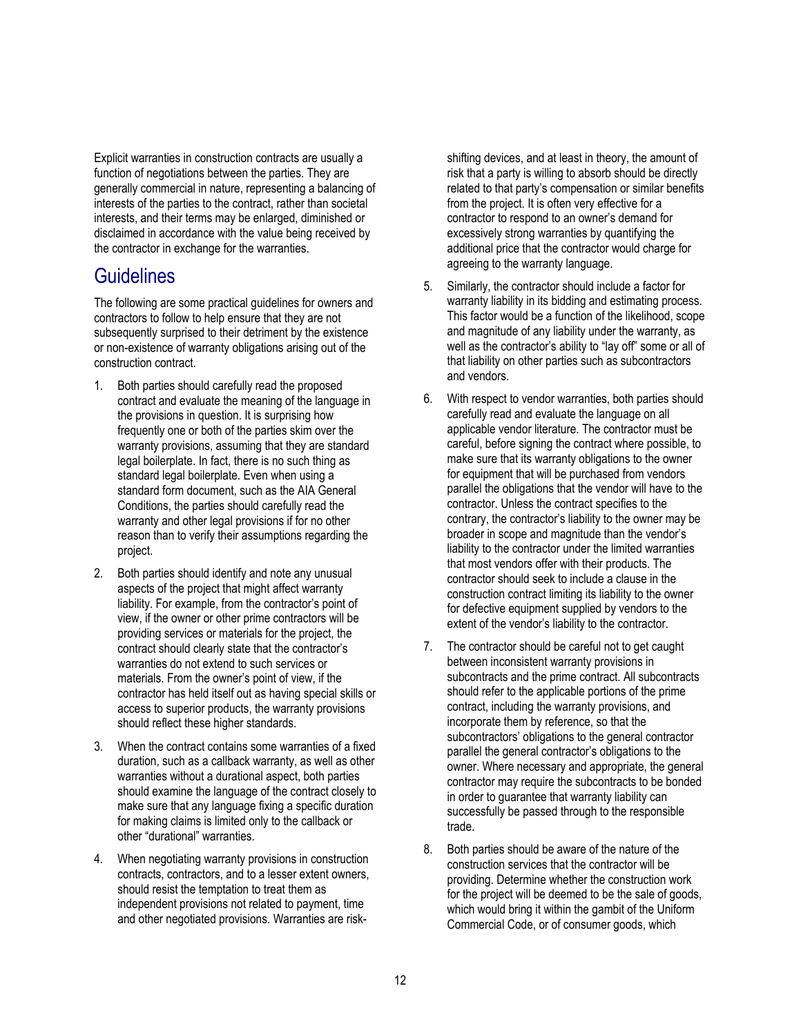Explicit warranties in construction contracts are usually a function of negotiations between the parties. They are generally commercial in nature, representing a balancing of interests of the parties to the contract, rather than societal interests, and their terms may be enlarged, diminished or disclaimed in accordance with the value being received by the contractor in exchange for the warranties.

## Guidelines

The following are some practical guidelines for owners and contractors to follow to help ensure that they are not subsequently surprised to their detriment by the existence or non-existence of warranty obligations arising out of the construction contract.

1. Both parties should carefully read the proposed contract and evaluate the meaning of the language in the provisions in question. It is surprising how frequently one or both of the parties skim over the warranty provisions, assuming that they are standard legal boilerplate. In fact, there is no such thing as standard legal boilerplate. Even when using a standard form document, such as the AIA General Conditions, the parties should carefully read the warranty and other legal provisions if for no other reason than to verify their assumptions regarding the project.

2. Both parties should identify and note any unusual aspects of the project that might affect warranty liability. For example, from the contractor's point of view, if the owner or other prime contractors will be providing services or materials for the project, the contract should clearly state that the contractor's warranties do not extend to such services or materials. From the owner's point of view, if the contractor has held itself out as having special skills or access to superior products, the warranty provisions should reflect these higher standards.

3. When the contract contains some warranties of a fixed duration, such as a callback warranty, as well as other warranties without a durational aspect, both parties should examine the language of the contract closely to make sure that any language fixing a specific duration for making claims is limited only to the callback or other "durational" warranties.

4. When negotiating warranty provisions in construction contracts, contractors, and to a lesser extent owners, should resist the temptation to treat them as independent provisions not related to payment, time and other negotiated provisions. Warranties are risk-shifting devices, and at least in theory, the amount of risk that a party is willing to absorb should be directly related to that party's compensation or similar benefits from the project. It is often very effective for a contractor to respond to an owner's demand for excessively strong warranties by quantifying the additional price that the contractor would charge for agreeing to the warranty language.

5. Similarly, the contractor should include a factor for warranty liability in its bidding and estimating process. This factor would be a function of the likelihood, scope and magnitude of any liability under the warranty, as well as the contractor's ability to "lay off" some or all of that liability on other parties such as subcontractors and vendors.

6. With respect to vendor warranties, both parties should carefully read and evaluate the language on all applicable vendor literature. The contractor must be careful, before signing the contract where possible, to make sure that its warranty obligations to the owner for equipment that will be purchased from vendors parallel the obligations that the vendor will have to the contractor. Unless the contract specifies to the contrary, the contractor's liability to the owner may be broader in scope and magnitude than the vendor's liability to the contractor under the limited warranties that most vendors offer with their products. The contractor should seek to include a clause in the construction contract limiting its liability to the owner for defective equipment supplied by vendors to the extent of the vendor's liability to the contractor.

7. The contractor should be careful not to get caught between inconsistent warranty provisions in subcontracts and the prime contract. All subcontracts should refer to the applicable portions of the prime contract, including the warranty provisions, and incorporate them by reference, so that the subcontractors' obligations to the general contractor parallel the general contractor's obligations to the owner. Where necessary and appropriate, the general contractor may require the subcontracts to be bonded in order to guarantee that warranty liability can successfully be passed through to the responsible trade.

8. Both parties should be aware of the nature of the construction services that the contractor will be providing. Determine whether the construction work for the project will be deemed to be the sale of goods, which would bring it within the gambit of the Uniform Commercial Code, or of consumer goods, which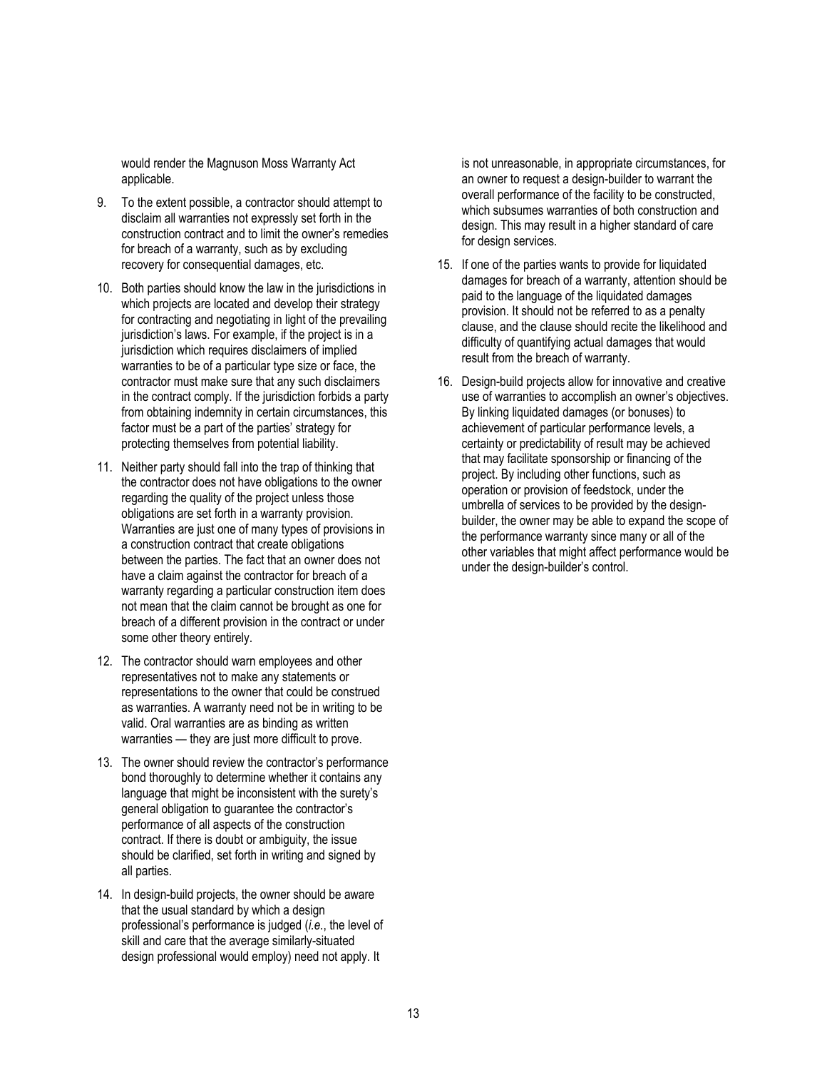would render the Magnuson Moss Warranty Act applicable.

9. To the extent possible, a contractor should attempt to disclaim all warranties not expressly set forth in the construction contract and to limit the owner's remedies for breach of a warranty, such as by excluding recovery for consequential damages, etc.

10. Both parties should know the law in the jurisdictions in which projects are located and develop their strategy for contracting and negotiating in light of the prevailing jurisdiction's laws. For example, if the project is in a jurisdiction which requires disclaimers of implied warranties to be of a particular type size or face, the contractor must make sure that any such disclaimers in the contract comply. If the jurisdiction forbids a party from obtaining indemnity in certain circumstances, this factor must be a part of the parties' strategy for protecting themselves from potential liability.

11. Neither party should fall into the trap of thinking that the contractor does not have obligations to the owner regarding the quality of the project unless those obligations are set forth in a warranty provision. Warranties are just one of many types of provisions in a construction contract that create obligations between the parties. The fact that an owner does not have a claim against the contractor for breach of a warranty regarding a particular construction item does not mean that the claim cannot be brought as one for breach of a different provision in the contract or under some other theory entirely.

12. The contractor should warn employees and other representatives not to make any statements or representations to the owner that could be construed as warranties. A warranty need not be in writing to be valid. Oral warranties are as binding as written warranties — they are just more difficult to prove.

13. The owner should review the contractor's performance bond thoroughly to determine whether it contains any language that might be inconsistent with the surety's general obligation to guarantee the contractor's performance of all aspects of the construction contract. If there is doubt or ambiguity, the issue should be clarified, set forth in writing and signed by all parties.

14. In design-build projects, the owner should be aware that the usual standard by which a design professional's performance is judged (*i.e.*, the level of skill and care that the average similarly-situated design professional would employ) need not apply. It is not unreasonable, in appropriate circumstances, for an owner to request a design-builder to warrant the overall performance of the facility to be constructed, which subsumes warranties of both construction and design. This may result in a higher standard of care for design services.

15. If one of the parties wants to provide for liquidated damages for breach of a warranty, attention should be paid to the language of the liquidated damages provision. It should not be referred to as a penalty clause, and the clause should recite the likelihood and difficulty of quantifying actual damages that would result from the breach of warranty.

16. Design-build projects allow for innovative and creative use of warranties to accomplish an owner's objectives. By linking liquidated damages (or bonuses) to achievement of particular performance levels, a certainty or predictability of result may be achieved that may facilitate sponsorship or financing of the project. By including other functions, such as operation or provision of feedstock, under the umbrella of services to be provided by the design-builder, the owner may be able to expand the scope of the performance warranty since many or all of the other variables that might affect performance would be under the design-builder's control.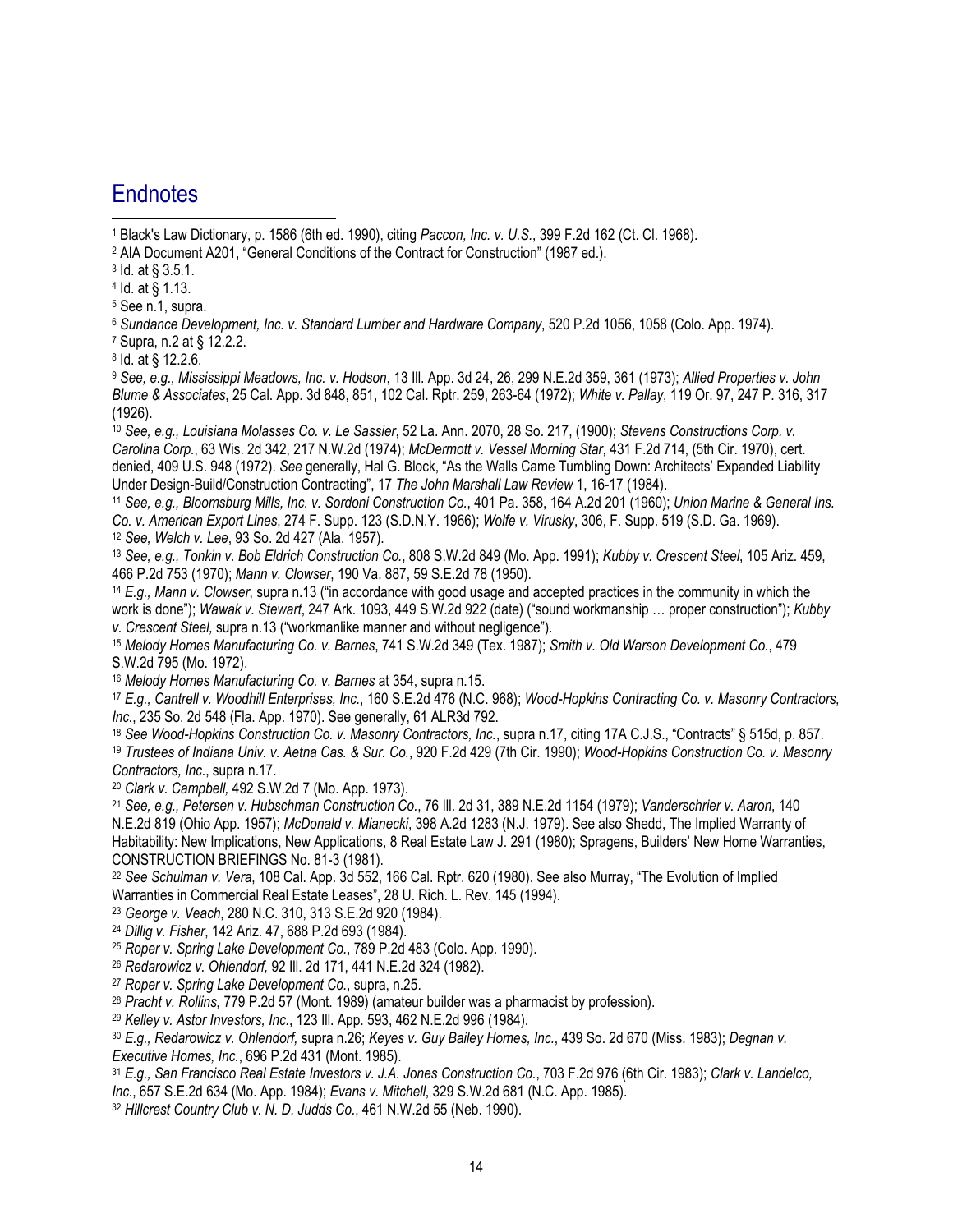## Endnotes

[1] Black's Law Dictionary, p. 1586 (6th ed. 1990), citing *Paccon, Inc. v. U.S.*, 399 F.2d 162 (Ct. Cl. 1968).

[2] AIA Document A201, "General Conditions of the Contract for Construction" (1987 ed.).

[3] Id. at § 3.5.1.

[4] Id. at § 1.13.

[5] See n.1, supra.

[6] *Sundance Development, Inc. v. Standard Lumber and Hardware Company*, 520 P.2d 1056, 1058 (Colo. App. 1974).

[7] Supra, n.2 at § 12.2.2.

[8] Id. at § 12.2.6.

[9] *See, e.g., Mississippi Meadows, Inc. v. Hodson*, 13 Ill. App. 3d 24, 26, 299 N.E.2d 359, 361 (1973); *Allied Properties v. John Blume & Associates*, 25 Cal. App. 3d 848, 851, 102 Cal. Rptr. 259, 263-64 (1972); *White v. Pallay*, 119 Or. 97, 247 P. 316, 317 (1926).

[10] *See, e.g., Louisiana Molasses Co. v. Le Sassier*, 52 La. Ann. 2070, 28 So. 217, (1900); *Stevens Constructions Corp. v. Carolina Corp.*, 63 Wis. 2d 342, 217 N.W.2d (1974); *McDermott v. Vessel Morning Star*, 431 F.2d 714, (5th Cir. 1970), cert. denied, 409 U.S. 948 (1972). *See* generally, Hal G. Block, "As the Walls Came Tumbling Down: Architects' Expanded Liability Under Design-Build/Construction Contracting", 17 *The John Marshall Law Review* 1, 16-17 (1984).

[11] *See, e.g., Bloomsburg Mills, Inc. v. Sordoni Construction Co.*, 401 Pa. 358, 164 A.2d 201 (1960); *Union Marine & General Ins. Co. v. American Export Lines*, 274 F. Supp. 123 (S.D.N.Y. 1966); *Wolfe v. Virusky*, 306, F. Supp. 519 (S.D. Ga. 1969).

[12] *See, Welch v. Lee*, 93 So. 2d 427 (Ala. 1957).

[13] *See, e.g., Tonkin v. Bob Eldrich Construction Co.*, 808 S.W.2d 849 (Mo. App. 1991); *Kubby v. Crescent Steel*, 105 Ariz. 459, 466 P.2d 753 (1970); *Mann v. Clowser*, 190 Va. 887, 59 S.E.2d 78 (1950).

[14] *E.g., Mann v. Clowser*, supra n.13 ("in accordance with good usage and accepted practices in the community in which the work is done"); *Wawak v. Stewart*, 247 Ark. 1093, 449 S.W.2d 922 (date) ("sound workmanship … proper construction"); *Kubby v. Crescent Steel*, supra n.13 ("workmanlike manner and without negligence").

[15] *Melody Homes Manufacturing Co. v. Barnes*, 741 S.W.2d 349 (Tex. 1987); *Smith v. Old Warson Development Co.*, 479 S.W.2d 795 (Mo. 1972).

[16] *Melody Homes Manufacturing Co. v. Barnes* at 354, supra n.15.

[17] *E.g., Cantrell v. Woodhill Enterprises, Inc.*, 160 S.E.2d 476 (N.C. 968); *Wood-Hopkins Contracting Co. v. Masonry Contractors, Inc.*, 235 So. 2d 548 (Fla. App. 1970). See generally, 61 ALR3d 792.

[18] *See Wood-Hopkins Construction Co. v. Masonry Contractors, Inc.*, supra n.17, citing 17A C.J.S., "Contracts" § 515d, p. 857.

[19] *Trustees of Indiana Univ. v. Aetna Cas. & Sur. Co.*, 920 F.2d 429 (7th Cir. 1990); *Wood-Hopkins Construction Co. v. Masonry Contractors, Inc.*, supra n.17.

[20] *Clark v. Campbell,* 492 S.W.2d 7 (Mo. App. 1973).

[21] *See, e.g., Petersen v. Hubschman Construction Co.*, 76 Ill. 2d 31, 389 N.E.2d 1154 (1979); *Vanderschrier v. Aaron*, 140 N.E.2d 819 (Ohio App. 1957); *McDonald v. Mianecki*, 398 A.2d 1283 (N.J. 1979). See also Shedd, The Implied Warranty of Habitability: New Implications, New Applications, 8 Real Estate Law J. 291 (1980); Spragens, Builders' New Home Warranties, CONSTRUCTION BRIEFINGS No. 81-3 (1981).

[22] *See Schulman v. Vera*, 108 Cal. App. 3d 552, 166 Cal. Rptr. 620 (1980). See also Murray, "The Evolution of Implied Warranties in Commercial Real Estate Leases", 28 U. Rich. L. Rev. 145 (1994).

[23] *George v. Veach*, 280 N.C. 310, 313 S.E.2d 920 (1984).

[24] *Dillig v. Fisher*, 142 Ariz. 47, 688 P.2d 693 (1984).

[25] *Roper v. Spring Lake Development Co.*, 789 P.2d 483 (Colo. App. 1990).

[26] *Redarowicz v. Ohlendorf,* 92 Ill. 2d 171, 441 N.E.2d 324 (1982).

[27] *Roper v. Spring Lake Development Co.*, supra, n.25.

[28] *Pracht v. Rollins,* 779 P.2d 57 (Mont. 1989) (amateur builder was a pharmacist by profession).

[29] *Kelley v. Astor Investors, Inc.*, 123 Ill. App. 593, 462 N.E.2d 996 (1984).

[30] *E.g., Redarowicz v. Ohlendorf,* supra n.26; *Keyes v. Guy Bailey Homes, Inc.*, 439 So. 2d 670 (Miss. 1983); *Degnan v. Executive Homes, Inc.*, 696 P.2d 431 (Mont. 1985).

[31] *E.g., San Francisco Real Estate Investors v. J.A. Jones Construction Co.*, 703 F.2d 976 (6th Cir. 1983); *Clark v. Landelco, Inc.*, 657 S.E.2d 634 (Mo. App. 1984); *Evans v. Mitchell*, 329 S.W.2d 681 (N.C. App. 1985).

[32] *Hillcrest Country Club v. N. D. Judds Co.*, 461 N.W.2d 55 (Neb. 1990).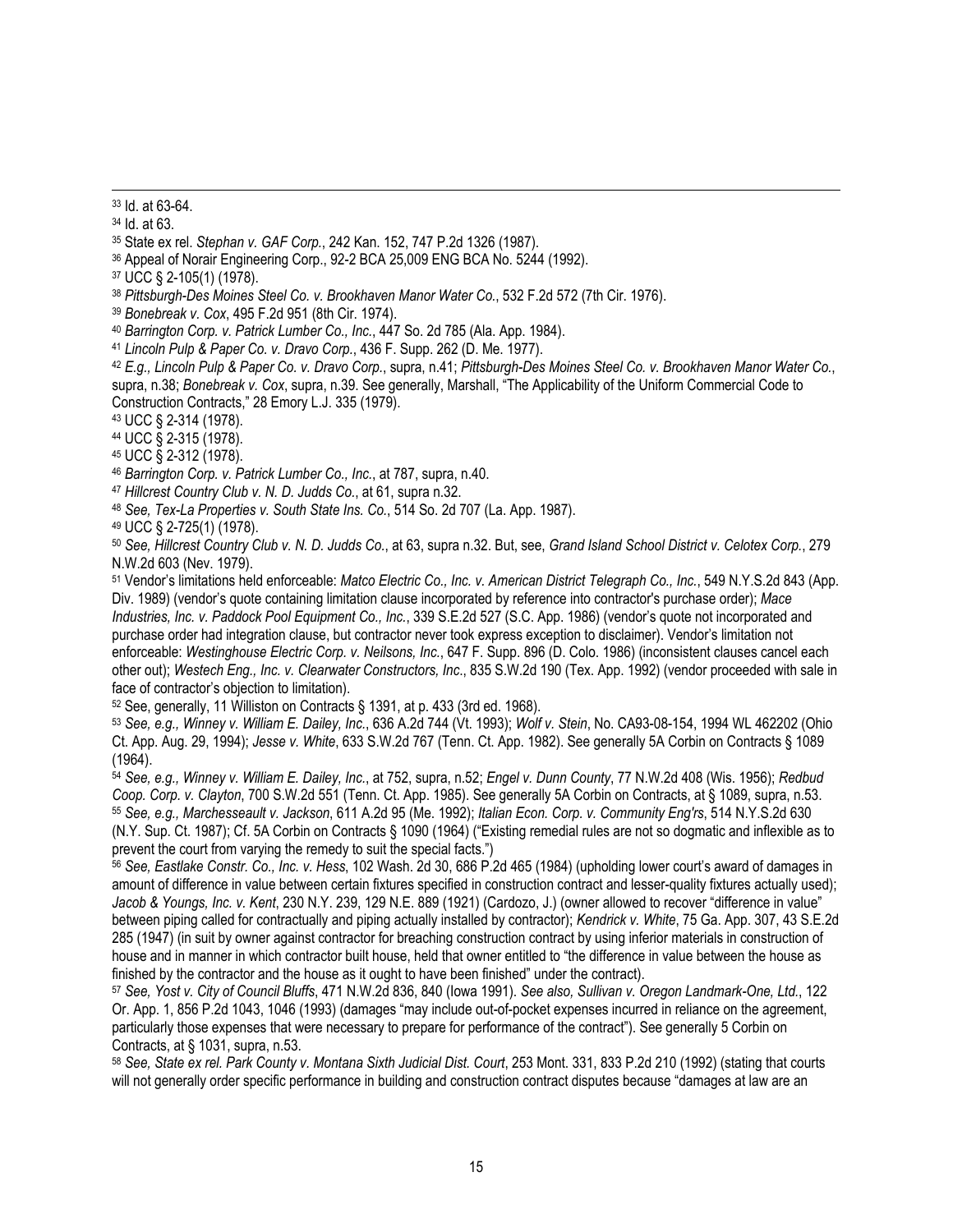[33] Id. at 63-64.

[34] Id. at 63.

[35] State ex rel. *Stephan v. GAF Corp.*, 242 Kan. 152, 747 P.2d 1326 (1987).

[36] Appeal of Norair Engineering Corp., 92-2 BCA 25,009 ENG BCA No. 5244 (1992).

[37] UCC § 2-105(1) (1978).

[38] *Pittsburgh-Des Moines Steel Co. v. Brookhaven Manor Water Co.*, 532 F.2d 572 (7th Cir. 1976).

[39] *Bonebreak v. Cox*, 495 F.2d 951 (8th Cir. 1974).

[40] *Barrington Corp. v. Patrick Lumber Co., Inc.*, 447 So. 2d 785 (Ala. App. 1984).

[41] *Lincoln Pulp & Paper Co. v. Dravo Corp.*, 436 F. Supp. 262 (D. Me. 1977).

[42] *E.g., Lincoln Pulp & Paper Co. v. Dravo Corp.*, supra, n.41; *Pittsburgh-Des Moines Steel Co. v. Brookhaven Manor Water Co.*, supra, n.38; *Bonebreak v. Cox*, supra, n.39. See generally, Marshall, "The Applicability of the Uniform Commercial Code to Construction Contracts," 28 Emory L.J. 335 (1979).

[43] UCC § 2-314 (1978).

[44] UCC § 2-315 (1978).

[45] UCC § 2-312 (1978).

[46] *Barrington Corp. v. Patrick Lumber Co., Inc.*, at 787, supra, n.40.

[47] *Hillcrest Country Club v. N. D. Judds Co.*, at 61, supra n.32.

[48] *See, Tex-La Properties v. South State Ins. Co.*, 514 So. 2d 707 (La. App. 1987).

[49] UCC § 2-725(1) (1978).

[50] *See, Hillcrest Country Club v. N. D. Judds Co.*, at 63, supra n.32. But, see, *Grand Island School District v. Celotex Corp.*, 279 N.W.2d 603 (Nev. 1979).

[51] Vendor's limitations held enforceable: *Matco Electric Co., Inc. v. American District Telegraph Co., Inc.*, 549 N.Y.S.2d 843 (App. Div. 1989) (vendor's quote containing limitation clause incorporated by reference into contractor's purchase order); *Mace Industries, Inc. v. Paddock Pool Equipment Co., Inc.*, 339 S.E.2d 527 (S.C. App. 1986) (vendor's quote not incorporated and purchase order had integration clause, but contractor never took express exception to disclaimer). Vendor's limitation not enforceable: *Westinghouse Electric Corp. v. Neilsons, Inc.*, 647 F. Supp. 896 (D. Colo. 1986) (inconsistent clauses cancel each other out); *Westech Eng., Inc. v. Clearwater Constructors, Inc.*, 835 S.W.2d 190 (Tex. App. 1992) (vendor proceeded with sale in face of contractor's objection to limitation).

[52] See, generally, 11 Williston on Contracts § 1391, at p. 433 (3rd ed. 1968).

[53] *See, e.g., Winney v. William E. Dailey, Inc.*, 636 A.2d 744 (Vt. 1993); *Wolf v. Stein*, No. CA93-08-154, 1994 WL 462202 (Ohio Ct. App. Aug. 29, 1994); *Jesse v. White*, 633 S.W.2d 767 (Tenn. Ct. App. 1982). See generally 5A Corbin on Contracts § 1089 (1964).

[54] *See, e.g., Winney v. William E. Dailey, Inc.*, at 752, supra, n.52; *Engel v. Dunn County*, 77 N.W.2d 408 (Wis. 1956); *Redbud Coop. Corp. v. Clayton*, 700 S.W.2d 551 (Tenn. Ct. App. 1985). See generally 5A Corbin on Contracts, at § 1089, supra, n.53.

[55] *See, e.g., Marchesseault v. Jackson*, 611 A.2d 95 (Me. 1992); *Italian Econ. Corp. v. Community Eng'rs*, 514 N.Y.S.2d 630 (N.Y. Sup. Ct. 1987); Cf. 5A Corbin on Contracts § 1090 (1964) ("Existing remedial rules are not so dogmatic and inflexible as to prevent the court from varying the remedy to suit the special facts.")

[56] *See, Eastlake Constr. Co., Inc. v. Hess*, 102 Wash. 2d 30, 686 P.2d 465 (1984) (upholding lower court's award of damages in amount of difference in value between certain fixtures specified in construction contract and lesser-quality fixtures actually used); *Jacob & Youngs, Inc. v. Kent*, 230 N.Y. 239, 129 N.E. 889 (1921) (Cardozo, J.) (owner allowed to recover "difference in value" between piping called for contractually and piping actually installed by contractor); *Kendrick v. White*, 75 Ga. App. 307, 43 S.E.2d 285 (1947) (in suit by owner against contractor for breaching construction contract by using inferior materials in construction of house and in manner in which contractor built house, held that owner entitled to "the difference in value between the house as finished by the contractor and the house as it ought to have been finished" under the contract).

[57] *See, Yost v. City of Council Bluffs*, 471 N.W.2d 836, 840 (Iowa 1991). *See also, Sullivan v. Oregon Landmark-One, Ltd.*, 122 Or. App. 1, 856 P.2d 1043, 1046 (1993) (damages "may include out-of-pocket expenses incurred in reliance on the agreement, particularly those expenses that were necessary to prepare for performance of the contract"). See generally 5 Corbin on Contracts, at § 1031, supra, n.53.

[58] *See, State ex rel. Park County v. Montana Sixth Judicial Dist. Court*, 253 Mont. 331, 833 P.2d 210 (1992) (stating that courts will not generally order specific performance in building and construction contract disputes because "damages at law are an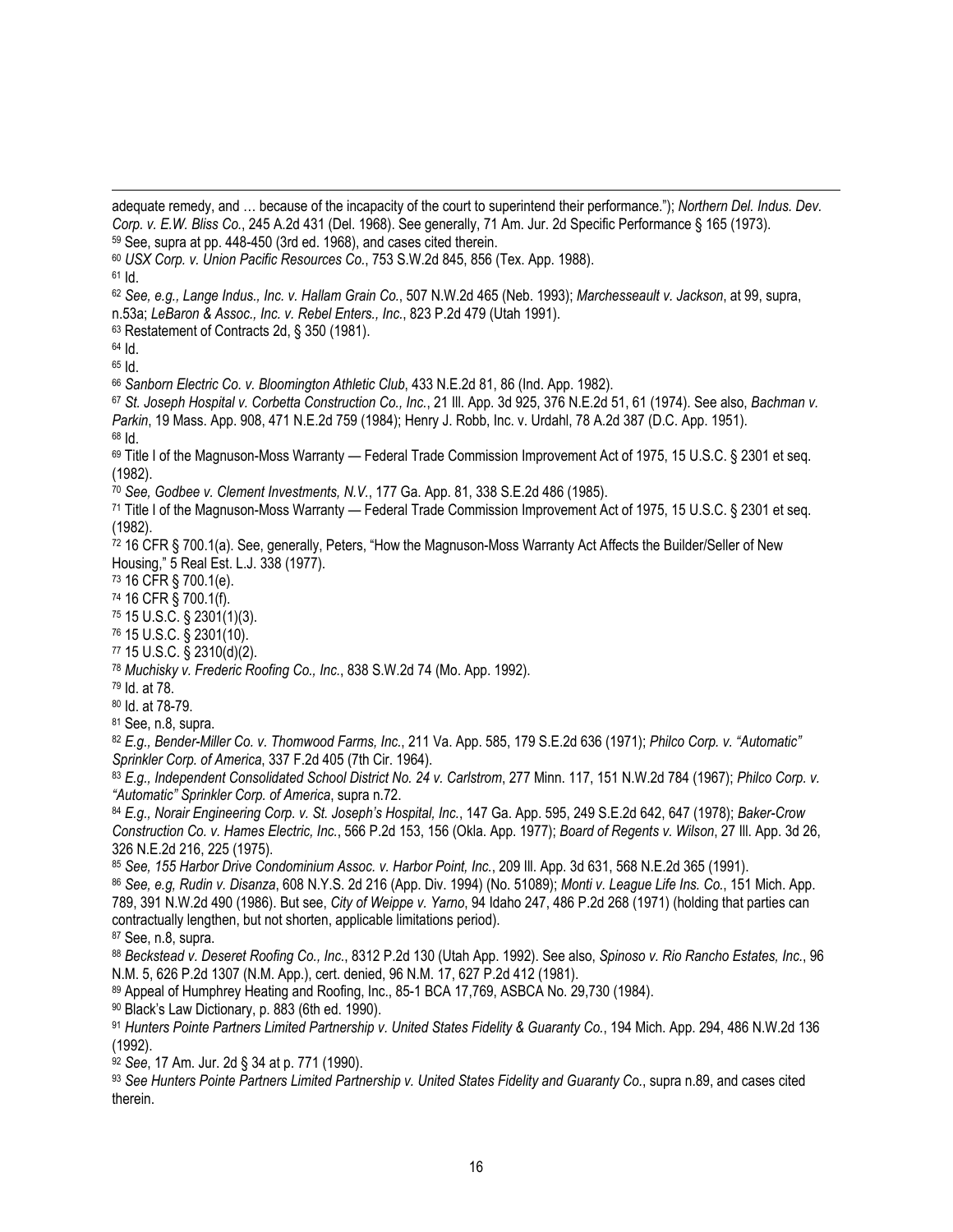adequate remedy, and … because of the incapacity of the court to superintend their performance."); *Northern Del. Indus. Dev. Corp. v. E.W. Bliss Co.*, 245 A.2d 431 (Del. 1968). See generally, 71 Am. Jur. 2d Specific Performance § 165 (1973).

[59] See, supra at pp. 448-450 (3rd ed. 1968), and cases cited therein.

[60] *USX Corp. v. Union Pacific Resources Co.*, 753 S.W.2d 845, 856 (Tex. App. 1988).

[61] Id.

[62] *See, e.g., Lange Indus., Inc. v. Hallam Grain Co.*, 507 N.W.2d 465 (Neb. 1993); *Marchesseault v. Jackson*, at 99, supra, n.53a; *LeBaron & Assoc., Inc. v. Rebel Enters., Inc.*, 823 P.2d 479 (Utah 1991).

[63] Restatement of Contracts 2d, § 350 (1981).

[64] Id.

[65] Id.

[66] *Sanborn Electric Co. v. Bloomington Athletic Club*, 433 N.E.2d 81, 86 (Ind. App. 1982).

[67] *St. Joseph Hospital v. Corbetta Construction Co., Inc.*, 21 Ill. App. 3d 925, 376 N.E.2d 51, 61 (1974). See also, *Bachman v. Parkin*, 19 Mass. App. 908, 471 N.E.2d 759 (1984); Henry J. Robb, Inc. v. Urdahl, 78 A.2d 387 (D.C. App. 1951).

[68] Id.

[69] Title I of the Magnuson-Moss Warranty — Federal Trade Commission Improvement Act of 1975, 15 U.S.C. § 2301 et seq. (1982).

[70] *See, Godbee v. Clement Investments, N.V.*, 177 Ga. App. 81, 338 S.E.2d 486 (1985).

[71] Title I of the Magnuson-Moss Warranty — Federal Trade Commission Improvement Act of 1975, 15 U.S.C. § 2301 et seq. (1982).

[72] 16 CFR § 700.1(a). See, generally, Peters, "How the Magnuson-Moss Warranty Act Affects the Builder/Seller of New Housing," 5 Real Est. L.J. 338 (1977).

[73] 16 CFR § 700.1(e).

[74] 16 CFR § 700.1(f).

[75] 15 U.S.C. § 2301(1)(3).

[76] 15 U.S.C. § 2301(10).

[77] 15 U.S.C. § 2310(d)(2).

[78] *Muchisky v. Frederic Roofing Co., Inc.*, 838 S.W.2d 74 (Mo. App. 1992).

[79] Id. at 78.

[80] Id. at 78-79.

[81] See, n.8, supra.

[82] *E.g., Bender-Miller Co. v. Thomwood Farms, Inc.*, 211 Va. App. 585, 179 S.E.2d 636 (1971); *Philco Corp. v. "Automatic" Sprinkler Corp. of America*, 337 F.2d 405 (7th Cir. 1964).

[83] *E.g., Independent Consolidated School District No. 24 v. Carlstrom*, 277 Minn. 117, 151 N.W.2d 784 (1967); *Philco Corp. v. "Automatic" Sprinkler Corp. of America*, supra n.72.

[84] *E.g., Norair Engineering Corp. v. St. Joseph's Hospital, Inc.*, 147 Ga. App. 595, 249 S.E.2d 642, 647 (1978); *Baker-Crow Construction Co. v. Hames Electric, Inc.*, 566 P.2d 153, 156 (Okla. App. 1977); *Board of Regents v. Wilson*, 27 Ill. App. 3d 26, 326 N.E.2d 216, 225 (1975).

[85] *See, 155 Harbor Drive Condominium Assoc. v. Harbor Point, Inc.*, 209 Ill. App. 3d 631, 568 N.E.2d 365 (1991).

[86] *See, e.g, Rudin v. Disanza*, 608 N.Y.S. 2d 216 (App. Div. 1994) (No. 51089); *Monti v. League Life Ins. Co.*, 151 Mich. App. 789, 391 N.W.2d 490 (1986). But see, *City of Weippe v. Yarno*, 94 Idaho 247, 486 P.2d 268 (1971) (holding that parties can contractually lengthen, but not shorten, applicable limitations period).

[87] See, n.8, supra.

[88] *Beckstead v. Deseret Roofing Co., Inc.*, 8312 P.2d 130 (Utah App. 1992). See also, *Spinoso v. Rio Rancho Estates, Inc.*, 96 N.M. 5, 626 P.2d 1307 (N.M. App.), cert. denied, 96 N.M. 17, 627 P.2d 412 (1981).

[89] Appeal of Humphrey Heating and Roofing, Inc., 85-1 BCA 17,769, ASBCA No. 29,730 (1984).

[90] Black's Law Dictionary, p. 883 (6th ed. 1990).

[91] *Hunters Pointe Partners Limited Partnership v. United States Fidelity & Guaranty Co.*, 194 Mich. App. 294, 486 N.W.2d 136 (1992).

[92] *See*, 17 Am. Jur. 2d § 34 at p. 771 (1990).

[93] *See Hunters Pointe Partners Limited Partnership v. United States Fidelity and Guaranty Co.*, supra n.89, and cases cited therein.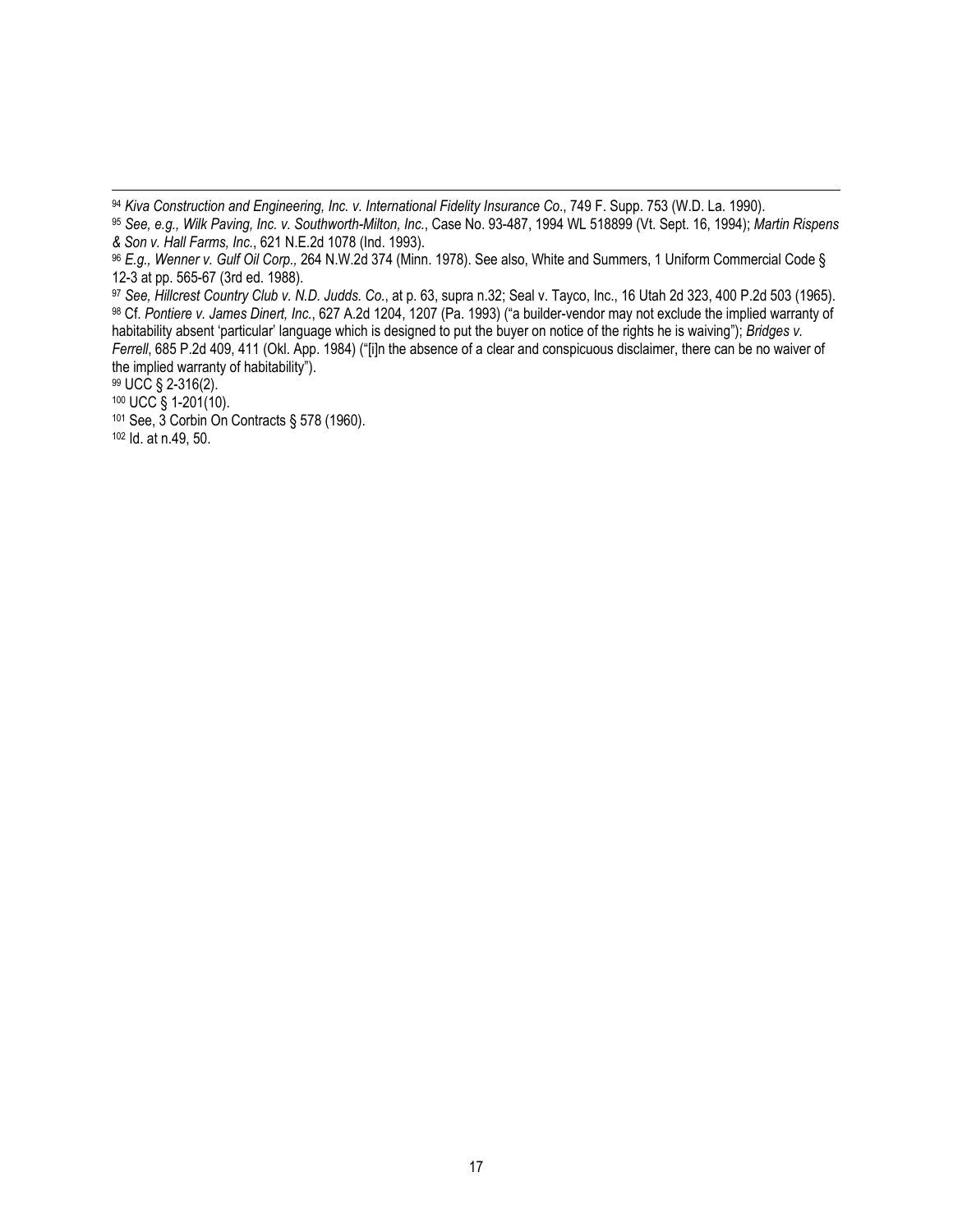[94] *Kiva Construction and Engineering, Inc. v. International Fidelity Insurance Co*., 749 F. Supp. 753 (W.D. La. 1990).

[95] *See, e.g., Wilk Paving, Inc. v. Southworth-Milton, Inc.*, Case No. 93-487, 1994 WL 518899 (Vt. Sept. 16, 1994); *Martin Rispens & Son v. Hall Farms, Inc.*, 621 N.E.2d 1078 (Ind. 1993).

[96] *E.g., Wenner v. Gulf Oil Corp.,* 264 N.W.2d 374 (Minn. 1978). See also, White and Summers, 1 Uniform Commercial Code § 12-3 at pp. 565-67 (3rd ed. 1988).

[97] *See, Hillcrest Country Club v. N.D. Judds. Co.*, at p. 63, supra n.32; Seal v. Tayco, Inc., 16 Utah 2d 323, 400 P.2d 503 (1965).

[98] Cf. *Pontiere v. James Dinert, Inc.*, 627 A.2d 1204, 1207 (Pa. 1993) ("a builder-vendor may not exclude the implied warranty of habitability absent 'particular' language which is designed to put the buyer on notice of the rights he is waiving"); *Bridges v. Ferrell*, 685 P.2d 409, 411 (Okl. App. 1984) ("[i]n the absence of a clear and conspicuous disclaimer, there can be no waiver of the implied warranty of habitability").

[99] UCC § 2-316(2).

[100] UCC § 1-201(10).

[101] See, 3 Corbin On Contracts § 578 (1960).

[102] Id. at n.49, 50.